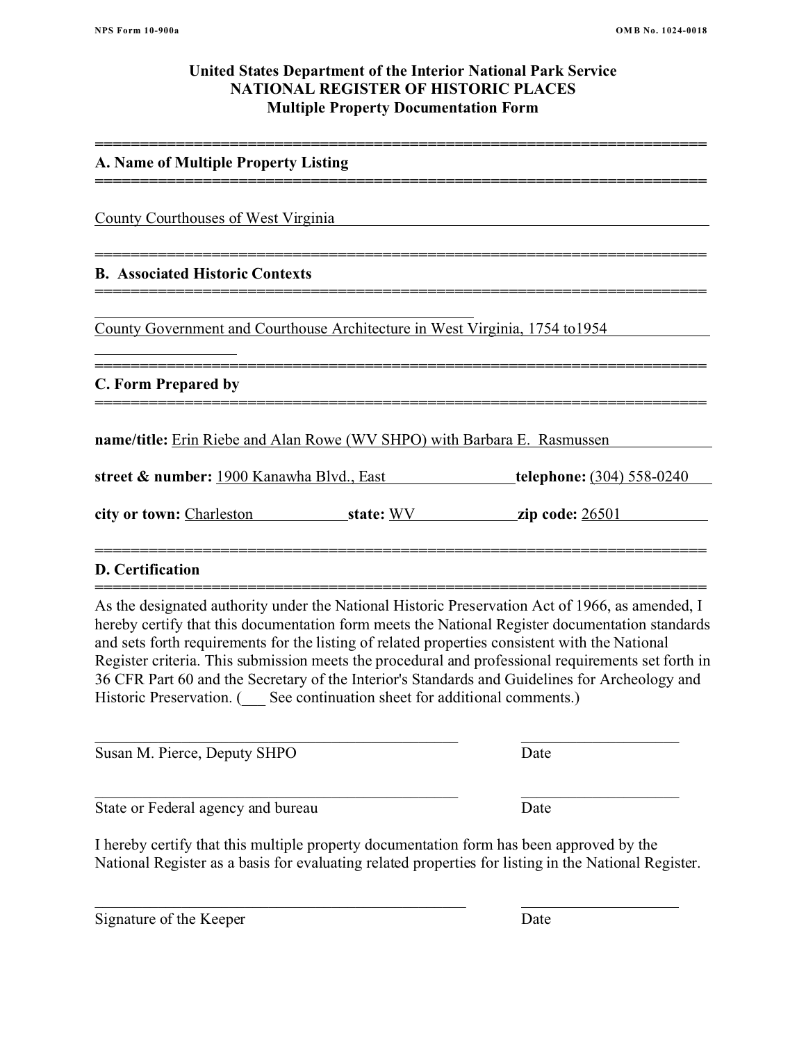NPS Form 10-900a OMB No. 1024-0018

# United States Department of the Interior National Park Service
# NATIONAL REGISTER OF HISTORIC PLACES
## Multiple Property Documentation Form

---

## A. Name of Multiple Property Listing

---

County Courthouses of West Virginia

---

## B. Associated Historic Contexts

---

County Government and Courthouse Architecture in West Virginia, 1754 to1954

---

## C. Form Prepared by

---

**name/title:** Erin Riebe and Alan Rowe (WV SHPO) with Barbara E. Rasmussen

**street & number:** 1900 Kanawha Blvd., East **telephone:** (304) 558-0240

**city or town:** Charleston **state:** WV **zip code:** 26501

---

## D. Certification

---

As the designated authority under the National Historic Preservation Act of 1966, as amended, I hereby certify that this documentation form meets the National Register documentation standards and sets forth requirements for the listing of related properties consistent with the National Register criteria. This submission meets the procedural and professional requirements set forth in 36 CFR Part 60 and the Secretary of the Interior's Standards and Guidelines for Archeology and Historic Preservation. (___ See continuation sheet for additional comments.)

Susan M. Pierce, Deputy SHPO Date

State or Federal agency and bureau Date

I hereby certify that this multiple property documentation form has been approved by the National Register as a basis for evaluating related properties for listing in the National Register.

Signature of the Keeper Date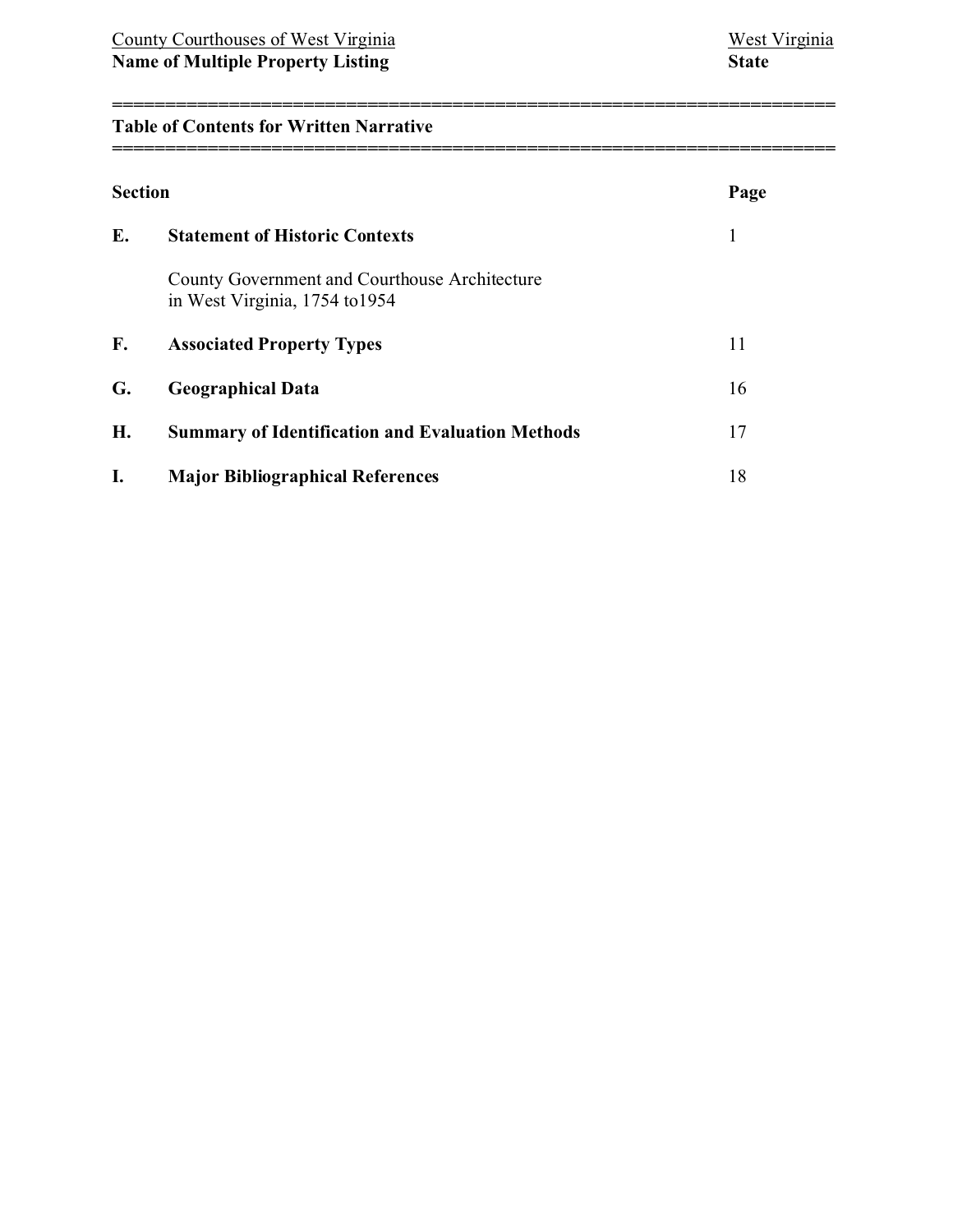County Courthouses of West Virginia — West Virginia
**Name of Multiple Property Listing** — **State**

## Table of Contents for Written Narrative

| **Section** | | **Page** |
|---|---|---|
| **E.** | **Statement of Historic Contexts**<br><br>County Government and Courthouse Architecture in West Virginia, 1754 to1954 | 1 |
| **F.** | **Associated Property Types** | 11 |
| **G.** | **Geographical Data** | 16 |
| **H.** | **Summary of Identification and Evaluation Methods** | 17 |
| **I.** | **Major Bibliographical References** | 18 |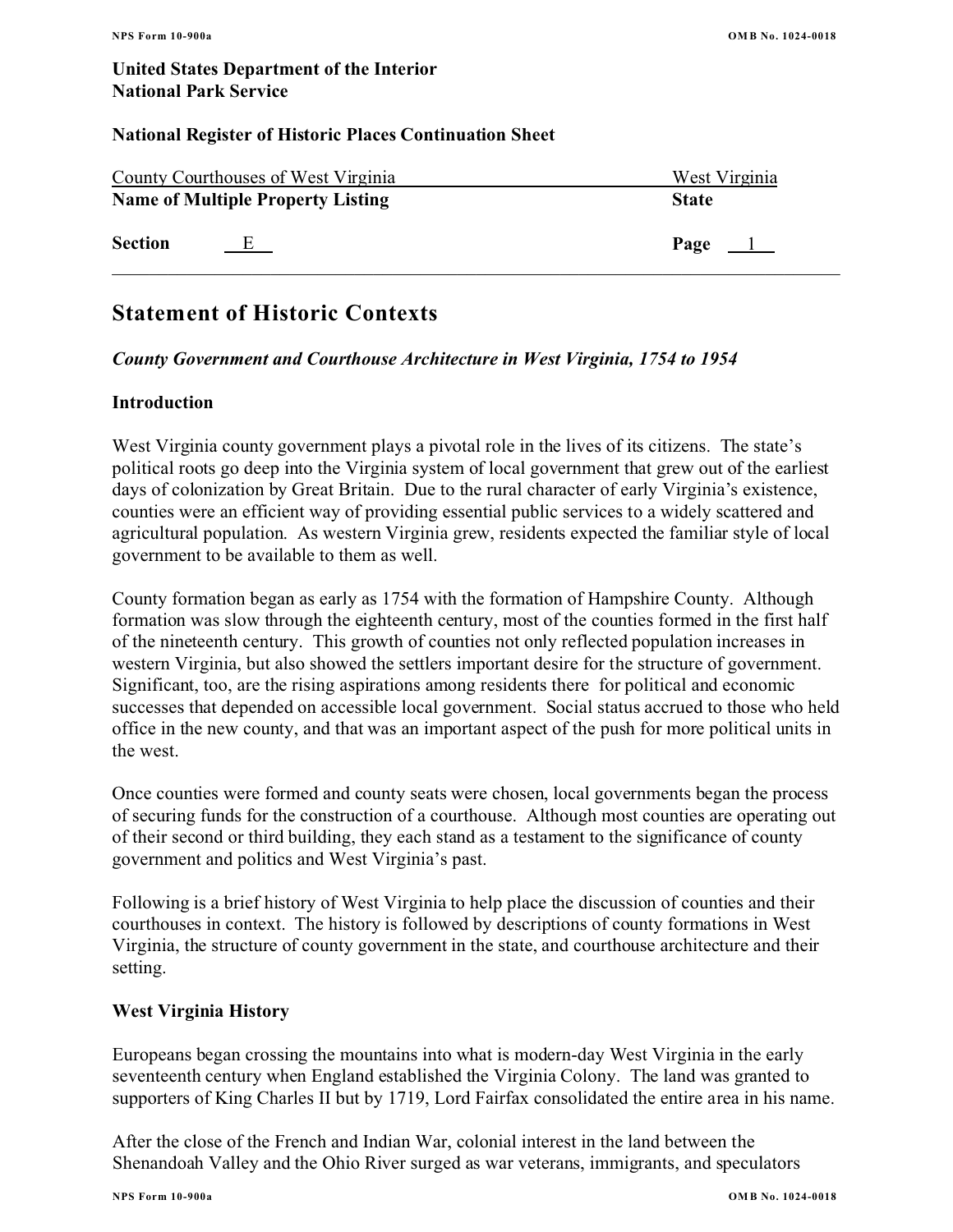**United States Department of the Interior**
**National Park Service**

**National Register of Historic Places Continuation Sheet**

County Courthouses of West Virginia — West Virginia
**Name of Multiple Property Listing** — **State**

**Section** E — **Page** 1

## Statement of Historic Contexts

***County Government and Courthouse Architecture in West Virginia, 1754 to 1954***

### Introduction

West Virginia county government plays a pivotal role in the lives of its citizens. The state's political roots go deep into the Virginia system of local government that grew out of the earliest days of colonization by Great Britain. Due to the rural character of early Virginia's existence, counties were an efficient way of providing essential public services to a widely scattered and agricultural population. As western Virginia grew, residents expected the familiar style of local government to be available to them as well.

County formation began as early as 1754 with the formation of Hampshire County. Although formation was slow through the eighteenth century, most of the counties formed in the first half of the nineteenth century. This growth of counties not only reflected population increases in western Virginia, but also showed the settlers important desire for the structure of government. Significant, too, are the rising aspirations among residents there for political and economic successes that depended on accessible local government. Social status accrued to those who held office in the new county, and that was an important aspect of the push for more political units in the west.

Once counties were formed and county seats were chosen, local governments began the process of securing funds for the construction of a courthouse. Although most counties are operating out of their second or third building, they each stand as a testament to the significance of county government and politics and West Virginia's past.

Following is a brief history of West Virginia to help place the discussion of counties and their courthouses in context. The history is followed by descriptions of county formations in West Virginia, the structure of county government in the state, and courthouse architecture and their setting.

### West Virginia History

Europeans began crossing the mountains into what is modern-day West Virginia in the early seventeenth century when England established the Virginia Colony. The land was granted to supporters of King Charles II but by 1719, Lord Fairfax consolidated the entire area in his name.

After the close of the French and Indian War, colonial interest in the land between the Shenandoah Valley and the Ohio River surged as war veterans, immigrants, and speculators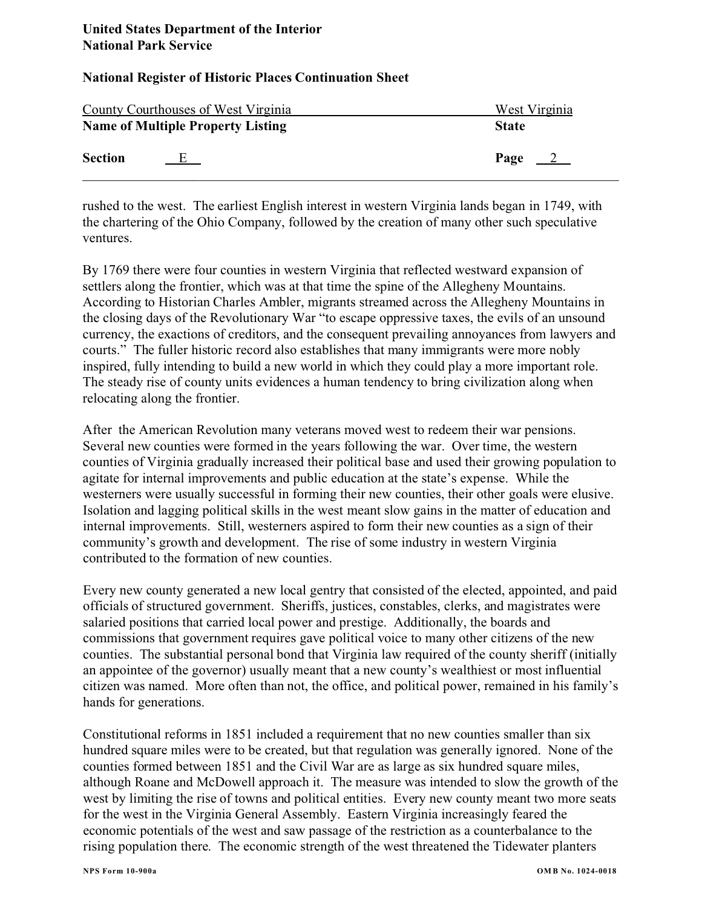rushed to the west. The earliest English interest in western Virginia lands began in 1749, with the chartering of the Ohio Company, followed by the creation of many other such speculative ventures.

By 1769 there were four counties in western Virginia that reflected westward expansion of settlers along the frontier, which was at that time the spine of the Allegheny Mountains. According to Historian Charles Ambler, migrants streamed across the Allegheny Mountains in the closing days of the Revolutionary War "to escape oppressive taxes, the evils of an unsound currency, the exactions of creditors, and the consequent prevailing annoyances from lawyers and courts." The fuller historic record also establishes that many immigrants were more nobly inspired, fully intending to build a new world in which they could play a more important role. The steady rise of county units evidences a human tendency to bring civilization along when relocating along the frontier.

After the American Revolution many veterans moved west to redeem their war pensions. Several new counties were formed in the years following the war. Over time, the western counties of Virginia gradually increased their political base and used their growing population to agitate for internal improvements and public education at the state's expense. While the westerners were usually successful in forming their new counties, their other goals were elusive. Isolation and lagging political skills in the west meant slow gains in the matter of education and internal improvements. Still, westerners aspired to form their new counties as a sign of their community's growth and development. The rise of some industry in western Virginia contributed to the formation of new counties.

Every new county generated a new local gentry that consisted of the elected, appointed, and paid officials of structured government. Sheriffs, justices, constables, clerks, and magistrates were salaried positions that carried local power and prestige. Additionally, the boards and commissions that government requires gave political voice to many other citizens of the new counties. The substantial personal bond that Virginia law required of the county sheriff (initially an appointee of the governor) usually meant that a new county's wealthiest or most influential citizen was named. More often than not, the office, and political power, remained in his family's hands for generations.

Constitutional reforms in 1851 included a requirement that no new counties smaller than six hundred square miles were to be created, but that regulation was generally ignored. None of the counties formed between 1851 and the Civil War are as large as six hundred square miles, although Roane and McDowell approach it. The measure was intended to slow the growth of the west by limiting the rise of towns and political entities. Every new county meant two more seats for the west in the Virginia General Assembly. Eastern Virginia increasingly feared the economic potentials of the west and saw passage of the restriction as a counterbalance to the rising population there. The economic strength of the west threatened the Tidewater planters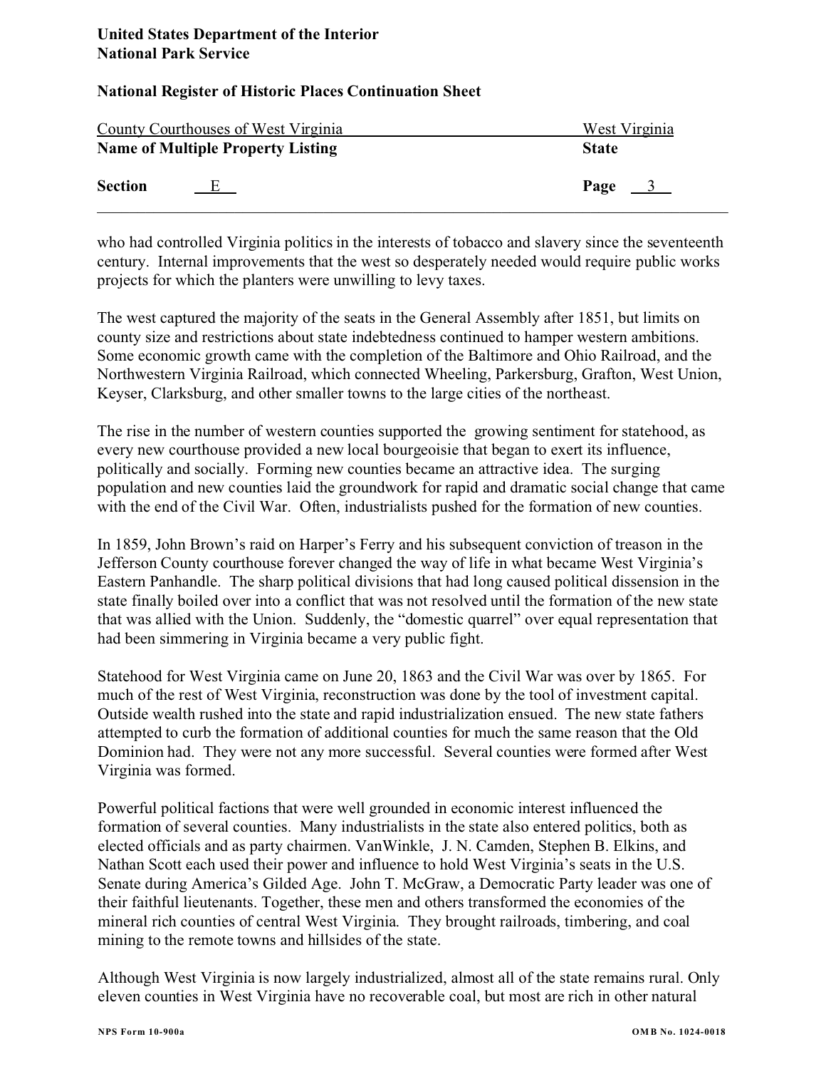who had controlled Virginia politics in the interests of tobacco and slavery since the seventeenth century. Internal improvements that the west so desperately needed would require public works projects for which the planters were unwilling to levy taxes.

The west captured the majority of the seats in the General Assembly after 1851, but limits on county size and restrictions about state indebtedness continued to hamper western ambitions. Some economic growth came with the completion of the Baltimore and Ohio Railroad, and the Northwestern Virginia Railroad, which connected Wheeling, Parkersburg, Grafton, West Union, Keyser, Clarksburg, and other smaller towns to the large cities of the northeast.

The rise in the number of western counties supported the growing sentiment for statehood, as every new courthouse provided a new local bourgeoisie that began to exert its influence, politically and socially. Forming new counties became an attractive idea. The surging population and new counties laid the groundwork for rapid and dramatic social change that came with the end of the Civil War. Often, industrialists pushed for the formation of new counties.

In 1859, John Brown's raid on Harper's Ferry and his subsequent conviction of treason in the Jefferson County courthouse forever changed the way of life in what became West Virginia's Eastern Panhandle. The sharp political divisions that had long caused political dissension in the state finally boiled over into a conflict that was not resolved until the formation of the new state that was allied with the Union. Suddenly, the "domestic quarrel" over equal representation that had been simmering in Virginia became a very public fight.

Statehood for West Virginia came on June 20, 1863 and the Civil War was over by 1865. For much of the rest of West Virginia, reconstruction was done by the tool of investment capital. Outside wealth rushed into the state and rapid industrialization ensued. The new state fathers attempted to curb the formation of additional counties for much the same reason that the Old Dominion had. They were not any more successful. Several counties were formed after West Virginia was formed.

Powerful political factions that were well grounded in economic interest influenced the formation of several counties. Many industrialists in the state also entered politics, both as elected officials and as party chairmen. VanWinkle, J. N. Camden, Stephen B. Elkins, and Nathan Scott each used their power and influence to hold West Virginia's seats in the U.S. Senate during America's Gilded Age. John T. McGraw, a Democratic Party leader was one of their faithful lieutenants. Together, these men and others transformed the economies of the mineral rich counties of central West Virginia. They brought railroads, timbering, and coal mining to the remote towns and hillsides of the state.

Although West Virginia is now largely industrialized, almost all of the state remains rural. Only eleven counties in West Virginia have no recoverable coal, but most are rich in other natural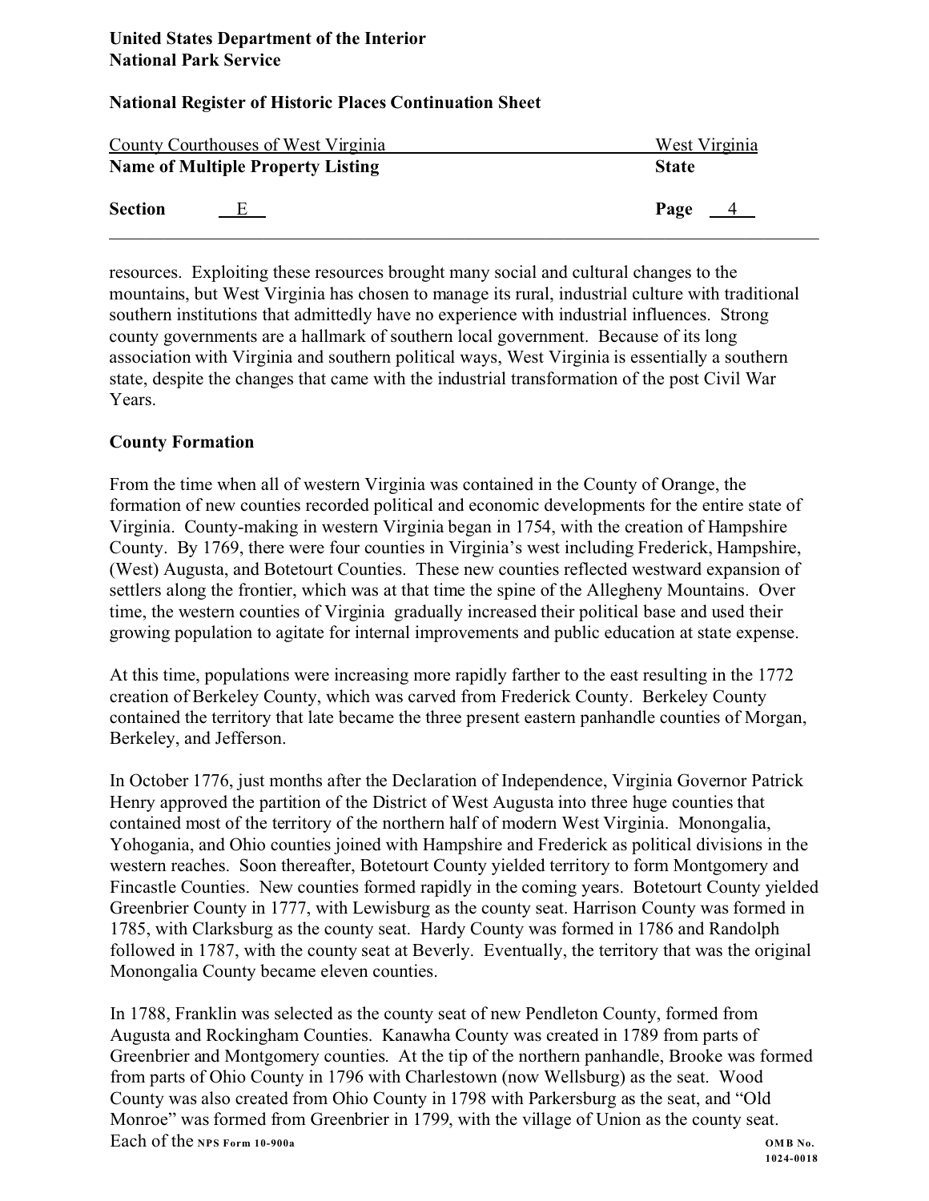resources. Exploiting these resources brought many social and cultural changes to the mountains, but West Virginia has chosen to manage its rural, industrial culture with traditional southern institutions that admittedly have no experience with industrial influences. Strong county governments are a hallmark of southern local government. Because of its long association with Virginia and southern political ways, West Virginia is essentially a southern state, despite the changes that came with the industrial transformation of the post Civil War Years.

**County Formation**

From the time when all of western Virginia was contained in the County of Orange, the formation of new counties recorded political and economic developments for the entire state of Virginia. County-making in western Virginia began in 1754, with the creation of Hampshire County. By 1769, there were four counties in Virginia's west including Frederick, Hampshire, (West) Augusta, and Botetourt Counties. These new counties reflected westward expansion of settlers along the frontier, which was at that time the spine of the Allegheny Mountains. Over time, the western counties of Virginia gradually increased their political base and used their growing population to agitate for internal improvements and public education at state expense.

At this time, populations were increasing more rapidly farther to the east resulting in the 1772 creation of Berkeley County, which was carved from Frederick County. Berkeley County contained the territory that late became the three present eastern panhandle counties of Morgan, Berkeley, and Jefferson.

In October 1776, just months after the Declaration of Independence, Virginia Governor Patrick Henry approved the partition of the District of West Augusta into three huge counties that contained most of the territory of the northern half of modern West Virginia. Monongalia, Yohogania, and Ohio counties joined with Hampshire and Frederick as political divisions in the western reaches. Soon thereafter, Botetourt County yielded territory to form Montgomery and Fincastle Counties. New counties formed rapidly in the coming years. Botetourt County yielded Greenbrier County in 1777, with Lewisburg as the county seat. Harrison County was formed in 1785, with Clarksburg as the county seat. Hardy County was formed in 1786 and Randolph followed in 1787, with the county seat at Beverly. Eventually, the territory that was the original Monongalia County became eleven counties.

In 1788, Franklin was selected as the county seat of new Pendleton County, formed from Augusta and Rockingham Counties. Kanawha County was created in 1789 from parts of Greenbrier and Montgomery counties. At the tip of the northern panhandle, Brooke was formed from parts of Ohio County in 1796 with Charlestown (now Wellsburg) as the seat. Wood County was also created from Ohio County in 1798 with Parkersburg as the seat, and "Old Monroe" was formed from Greenbrier in 1799, with the village of Union as the county seat. Each of the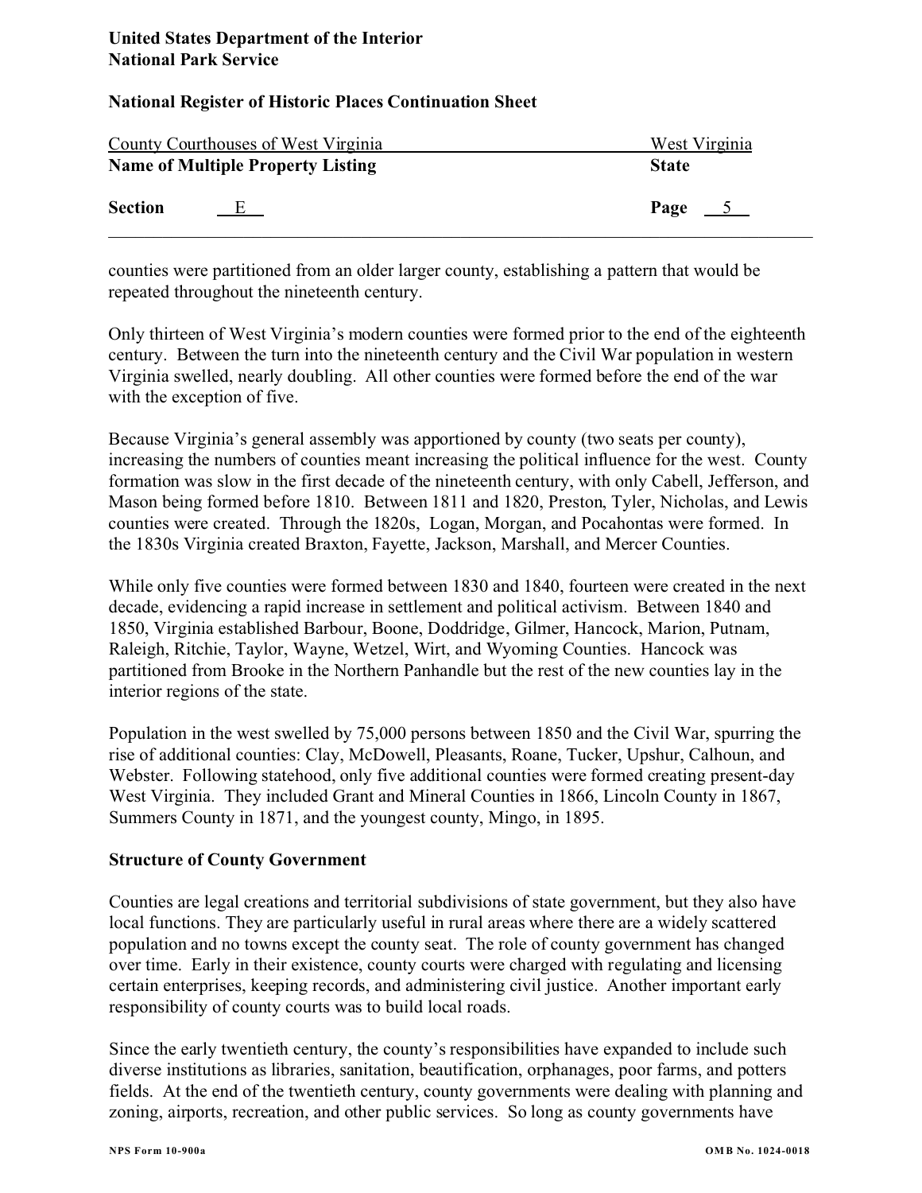counties were partitioned from an older larger county, establishing a pattern that would be repeated throughout the nineteenth century.

Only thirteen of West Virginia's modern counties were formed prior to the end of the eighteenth century. Between the turn into the nineteenth century and the Civil War population in western Virginia swelled, nearly doubling. All other counties were formed before the end of the war with the exception of five.

Because Virginia's general assembly was apportioned by county (two seats per county), increasing the numbers of counties meant increasing the political influence for the west. County formation was slow in the first decade of the nineteenth century, with only Cabell, Jefferson, and Mason being formed before 1810. Between 1811 and 1820, Preston, Tyler, Nicholas, and Lewis counties were created. Through the 1820s, Logan, Morgan, and Pocahontas were formed. In the 1830s Virginia created Braxton, Fayette, Jackson, Marshall, and Mercer Counties.

While only five counties were formed between 1830 and 1840, fourteen were created in the next decade, evidencing a rapid increase in settlement and political activism. Between 1840 and 1850, Virginia established Barbour, Boone, Doddridge, Gilmer, Hancock, Marion, Putnam, Raleigh, Ritchie, Taylor, Wayne, Wetzel, Wirt, and Wyoming Counties. Hancock was partitioned from Brooke in the Northern Panhandle but the rest of the new counties lay in the interior regions of the state.

Population in the west swelled by 75,000 persons between 1850 and the Civil War, spurring the rise of additional counties: Clay, McDowell, Pleasants, Roane, Tucker, Upshur, Calhoun, and Webster. Following statehood, only five additional counties were formed creating present-day West Virginia. They included Grant and Mineral Counties in 1866, Lincoln County in 1867, Summers County in 1871, and the youngest county, Mingo, in 1895.

## Structure of County Government

Counties are legal creations and territorial subdivisions of state government, but they also have local functions. They are particularly useful in rural areas where there are a widely scattered population and no towns except the county seat. The role of county government has changed over time. Early in their existence, county courts were charged with regulating and licensing certain enterprises, keeping records, and administering civil justice. Another important early responsibility of county courts was to build local roads.

Since the early twentieth century, the county's responsibilities have expanded to include such diverse institutions as libraries, sanitation, beautification, orphanages, poor farms, and potters fields. At the end of the twentieth century, county governments were dealing with planning and zoning, airports, recreation, and other public services. So long as county governments have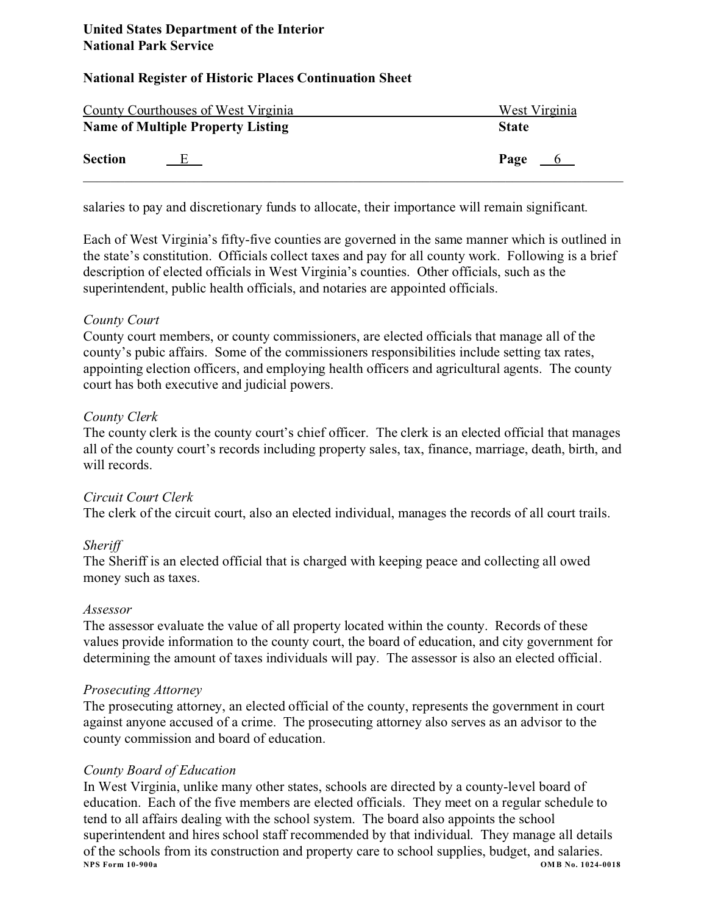salaries to pay and discretionary funds to allocate, their importance will remain significant.

Each of West Virginia's fifty-five counties are governed in the same manner which is outlined in the state's constitution. Officials collect taxes and pay for all county work. Following is a brief description of elected officials in West Virginia's counties. Other officials, such as the superintendent, public health officials, and notaries are appointed officials.

*County Court*

County court members, or county commissioners, are elected officials that manage all of the county's pubic affairs. Some of the commissioners responsibilities include setting tax rates, appointing election officers, and employing health officers and agricultural agents. The county court has both executive and judicial powers.

*County Clerk*

The county clerk is the county court's chief officer. The clerk is an elected official that manages all of the county court's records including property sales, tax, finance, marriage, death, birth, and will records.

*Circuit Court Clerk*

The clerk of the circuit court, also an elected individual, manages the records of all court trails.

*Sheriff*

The Sheriff is an elected official that is charged with keeping peace and collecting all owed money such as taxes.

*Assessor*

The assessor evaluate the value of all property located within the county. Records of these values provide information to the county court, the board of education, and city government for determining the amount of taxes individuals will pay. The assessor is also an elected official.

*Prosecuting Attorney*

The prosecuting attorney, an elected official of the county, represents the government in court against anyone accused of a crime. The prosecuting attorney also serves as an advisor to the county commission and board of education.

*County Board of Education*

In West Virginia, unlike many other states, schools are directed by a county-level board of education. Each of the five members are elected officials. They meet on a regular schedule to tend to all affairs dealing with the school system. The board also appoints the school superintendent and hires school staff recommended by that individual. They manage all details of the schools from its construction and property care to school supplies, budget, and salaries.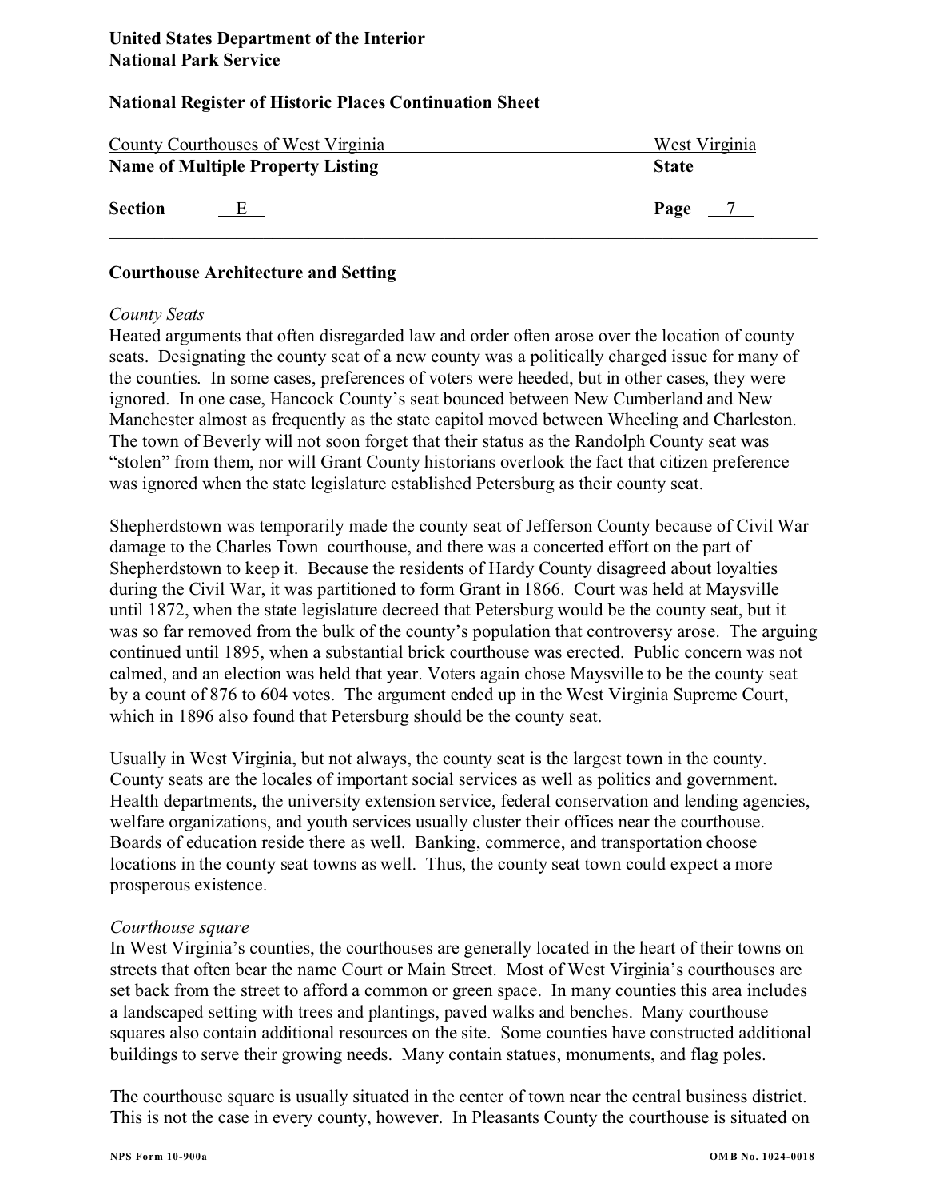## Courthouse Architecture and Setting

*County Seats*

Heated arguments that often disregarded law and order often arose over the location of county seats. Designating the county seat of a new county was a politically charged issue for many of the counties. In some cases, preferences of voters were heeded, but in other cases, they were ignored. In one case, Hancock County's seat bounced between New Cumberland and New Manchester almost as frequently as the state capitol moved between Wheeling and Charleston. The town of Beverly will not soon forget that their status as the Randolph County seat was "stolen" from them, nor will Grant County historians overlook the fact that citizen preference was ignored when the state legislature established Petersburg as their county seat.

Shepherdstown was temporarily made the county seat of Jefferson County because of Civil War damage to the Charles Town courthouse, and there was a concerted effort on the part of Shepherdstown to keep it. Because the residents of Hardy County disagreed about loyalties during the Civil War, it was partitioned to form Grant in 1866. Court was held at Maysville until 1872, when the state legislature decreed that Petersburg would be the county seat, but it was so far removed from the bulk of the county's population that controversy arose. The arguing continued until 1895, when a substantial brick courthouse was erected. Public concern was not calmed, and an election was held that year. Voters again chose Maysville to be the county seat by a count of 876 to 604 votes. The argument ended up in the West Virginia Supreme Court, which in 1896 also found that Petersburg should be the county seat.

Usually in West Virginia, but not always, the county seat is the largest town in the county. County seats are the locales of important social services as well as politics and government. Health departments, the university extension service, federal conservation and lending agencies, welfare organizations, and youth services usually cluster their offices near the courthouse. Boards of education reside there as well. Banking, commerce, and transportation choose locations in the county seat towns as well. Thus, the county seat town could expect a more prosperous existence.

*Courthouse square*

In West Virginia's counties, the courthouses are generally located in the heart of their towns on streets that often bear the name Court or Main Street. Most of West Virginia's courthouses are set back from the street to afford a common or green space. In many counties this area includes a landscaped setting with trees and plantings, paved walks and benches. Many courthouse squares also contain additional resources on the site. Some counties have constructed additional buildings to serve their growing needs. Many contain statues, monuments, and flag poles.

The courthouse square is usually situated in the center of town near the central business district. This is not the case in every county, however. In Pleasants County the courthouse is situated on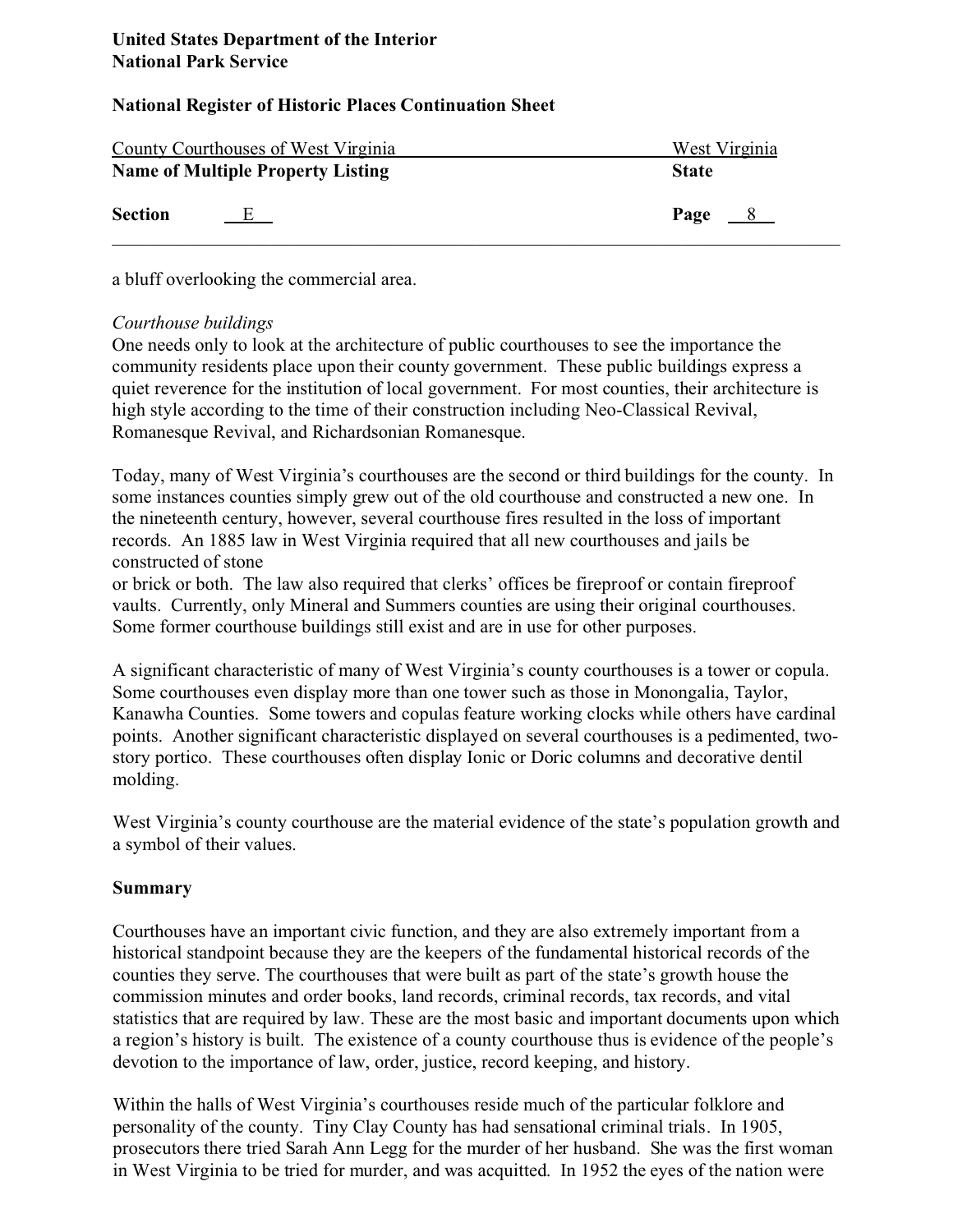a bluff overlooking the commercial area.

*Courthouse buildings*

One needs only to look at the architecture of public courthouses to see the importance the community residents place upon their county government. These public buildings express a quiet reverence for the institution of local government. For most counties, their architecture is high style according to the time of their construction including Neo-Classical Revival, Romanesque Revival, and Richardsonian Romanesque.

Today, many of West Virginia's courthouses are the second or third buildings for the county. In some instances counties simply grew out of the old courthouse and constructed a new one. In the nineteenth century, however, several courthouse fires resulted in the loss of important records. An 1885 law in West Virginia required that all new courthouses and jails be constructed of stone or brick or both. The law also required that clerks' offices be fireproof or contain fireproof vaults. Currently, only Mineral and Summers counties are using their original courthouses. Some former courthouse buildings still exist and are in use for other purposes.

A significant characteristic of many of West Virginia's county courthouses is a tower or copula. Some courthouses even display more than one tower such as those in Monongalia, Taylor, Kanawha Counties. Some towers and copulas feature working clocks while others have cardinal points. Another significant characteristic displayed on several courthouses is a pedimented, two-story portico. These courthouses often display Ionic or Doric columns and decorative dentil molding.

West Virginia's county courthouse are the material evidence of the state's population growth and a symbol of their values.

**Summary**

Courthouses have an important civic function, and they are also extremely important from a historical standpoint because they are the keepers of the fundamental historical records of the counties they serve. The courthouses that were built as part of the state's growth house the commission minutes and order books, land records, criminal records, tax records, and vital statistics that are required by law. These are the most basic and important documents upon which a region's history is built. The existence of a county courthouse thus is evidence of the people's devotion to the importance of law, order, justice, record keeping, and history.

Within the halls of West Virginia's courthouses reside much of the particular folklore and personality of the county. Tiny Clay County has had sensational criminal trials. In 1905, prosecutors there tried Sarah Ann Legg for the murder of her husband. She was the first woman in West Virginia to be tried for murder, and was acquitted. In 1952 the eyes of the nation were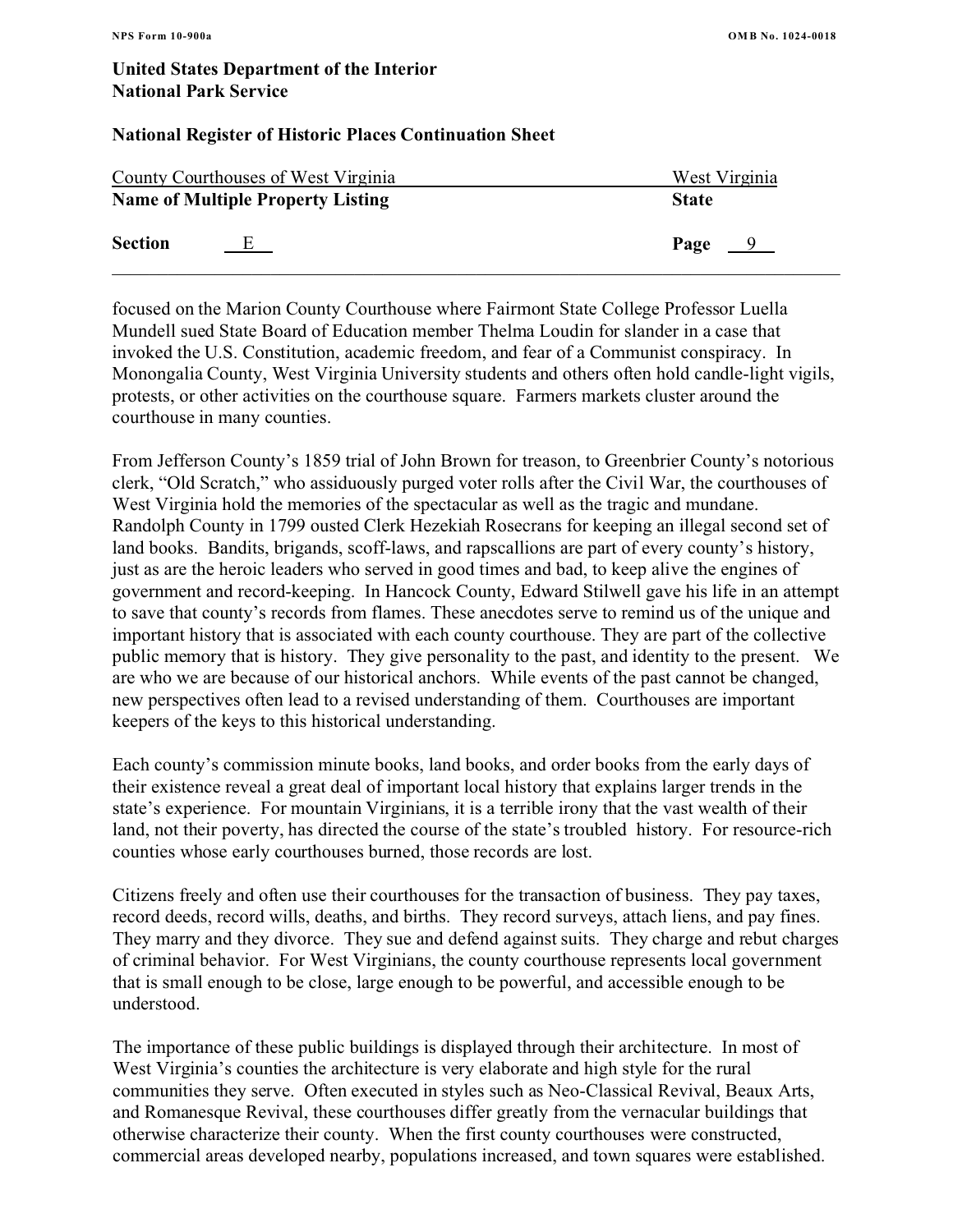focused on the Marion County Courthouse where Fairmont State College Professor Luella Mundell sued State Board of Education member Thelma Loudin for slander in a case that invoked the U.S. Constitution, academic freedom, and fear of a Communist conspiracy. In Monongalia County, West Virginia University students and others often hold candle-light vigils, protests, or other activities on the courthouse square. Farmers markets cluster around the courthouse in many counties.

From Jefferson County's 1859 trial of John Brown for treason, to Greenbrier County's notorious clerk, "Old Scratch," who assiduously purged voter rolls after the Civil War, the courthouses of West Virginia hold the memories of the spectacular as well as the tragic and mundane. Randolph County in 1799 ousted Clerk Hezekiah Rosecrans for keeping an illegal second set of land books. Bandits, brigands, scoff-laws, and rapscallions are part of every county's history, just as are the heroic leaders who served in good times and bad, to keep alive the engines of government and record-keeping. In Hancock County, Edward Stilwell gave his life in an attempt to save that county's records from flames. These anecdotes serve to remind us of the unique and important history that is associated with each county courthouse. They are part of the collective public memory that is history. They give personality to the past, and identity to the present. We are who we are because of our historical anchors. While events of the past cannot be changed, new perspectives often lead to a revised understanding of them. Courthouses are important keepers of the keys to this historical understanding.

Each county's commission minute books, land books, and order books from the early days of their existence reveal a great deal of important local history that explains larger trends in the state's experience. For mountain Virginians, it is a terrible irony that the vast wealth of their land, not their poverty, has directed the course of the state's troubled history. For resource-rich counties whose early courthouses burned, those records are lost.

Citizens freely and often use their courthouses for the transaction of business. They pay taxes, record deeds, record wills, deaths, and births. They record surveys, attach liens, and pay fines. They marry and they divorce. They sue and defend against suits. They charge and rebut charges of criminal behavior. For West Virginians, the county courthouse represents local government that is small enough to be close, large enough to be powerful, and accessible enough to be understood.

The importance of these public buildings is displayed through their architecture. In most of West Virginia's counties the architecture is very elaborate and high style for the rural communities they serve. Often executed in styles such as Neo-Classical Revival, Beaux Arts, and Romanesque Revival, these courthouses differ greatly from the vernacular buildings that otherwise characterize their county. When the first county courthouses were constructed, commercial areas developed nearby, populations increased, and town squares were established.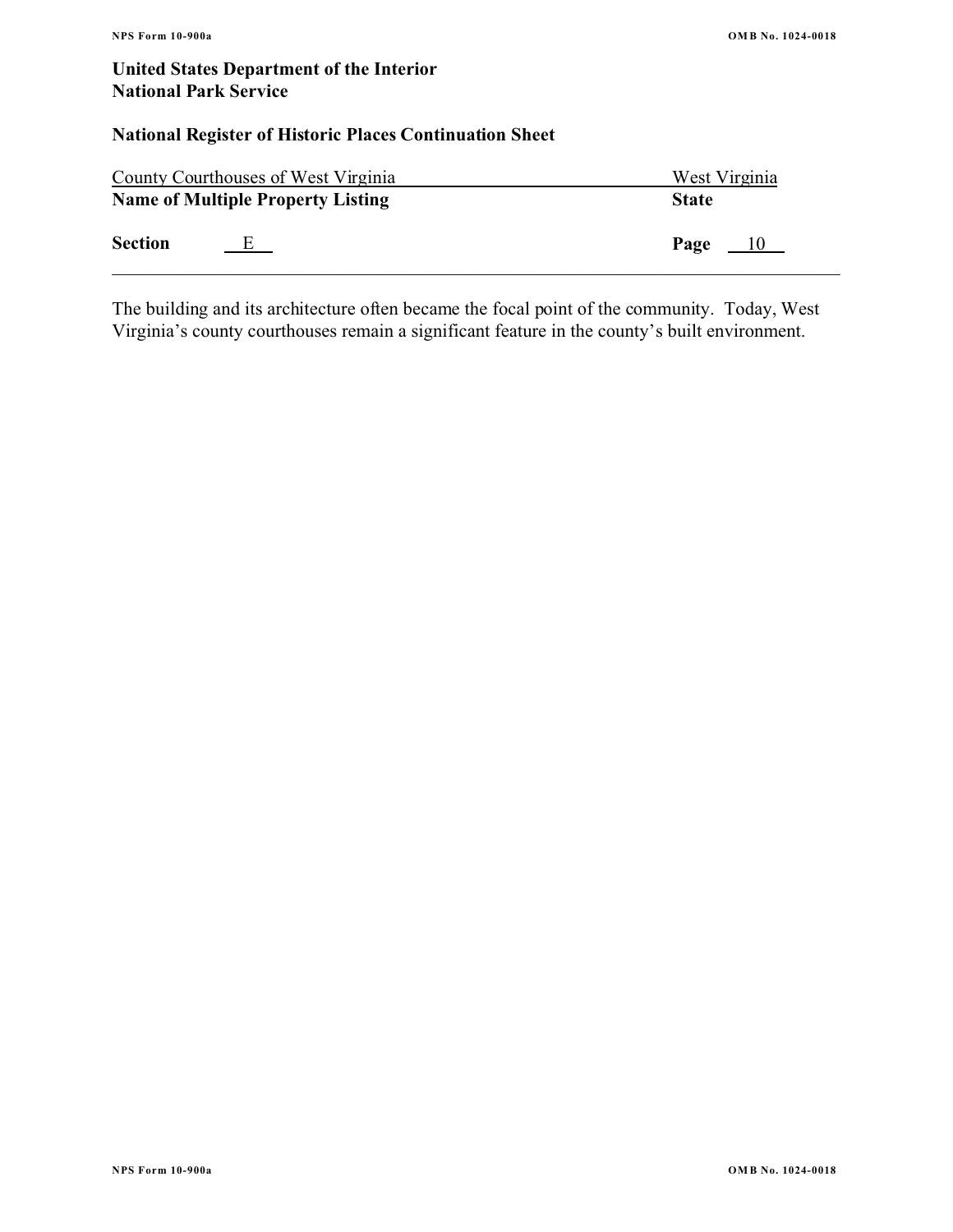The building and its architecture often became the focal point of the community. Today, West Virginia's county courthouses remain a significant feature in the county's built environment.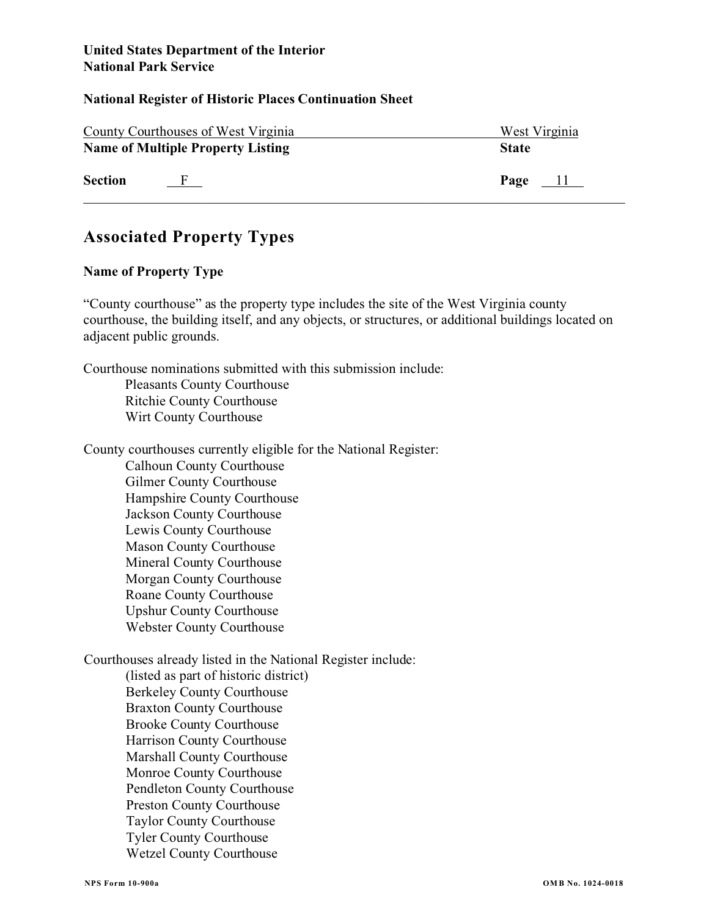United States Department of the Interior
National Park Service

**National Register of Historic Places Continuation Sheet**

County Courthouses of West Virginia — West Virginia
**Name of Multiple Property Listing** — **State**

**Section** F — **Page** 11

---

## Associated Property Types

**Name of Property Type**

"County courthouse" as the property type includes the site of the West Virginia county courthouse, the building itself, and any objects, or structures, or additional buildings located on adjacent public grounds.

Courthouse nominations submitted with this submission include:

- Pleasants County Courthouse
- Ritchie County Courthouse
- Wirt County Courthouse

County courthouses currently eligible for the National Register:

- Calhoun County Courthouse
- Gilmer County Courthouse
- Hampshire County Courthouse
- Jackson County Courthouse
- Lewis County Courthouse
- Mason County Courthouse
- Mineral County Courthouse
- Morgan County Courthouse
- Roane County Courthouse
- Upshur County Courthouse
- Webster County Courthouse

Courthouses already listed in the National Register include:
(listed as part of historic district)

- Berkeley County Courthouse
- Braxton County Courthouse
- Brooke County Courthouse
- Harrison County Courthouse
- Marshall County Courthouse
- Monroe County Courthouse
- Pendleton County Courthouse
- Preston County Courthouse
- Taylor County Courthouse
- Tyler County Courthouse
- Wetzel County Courthouse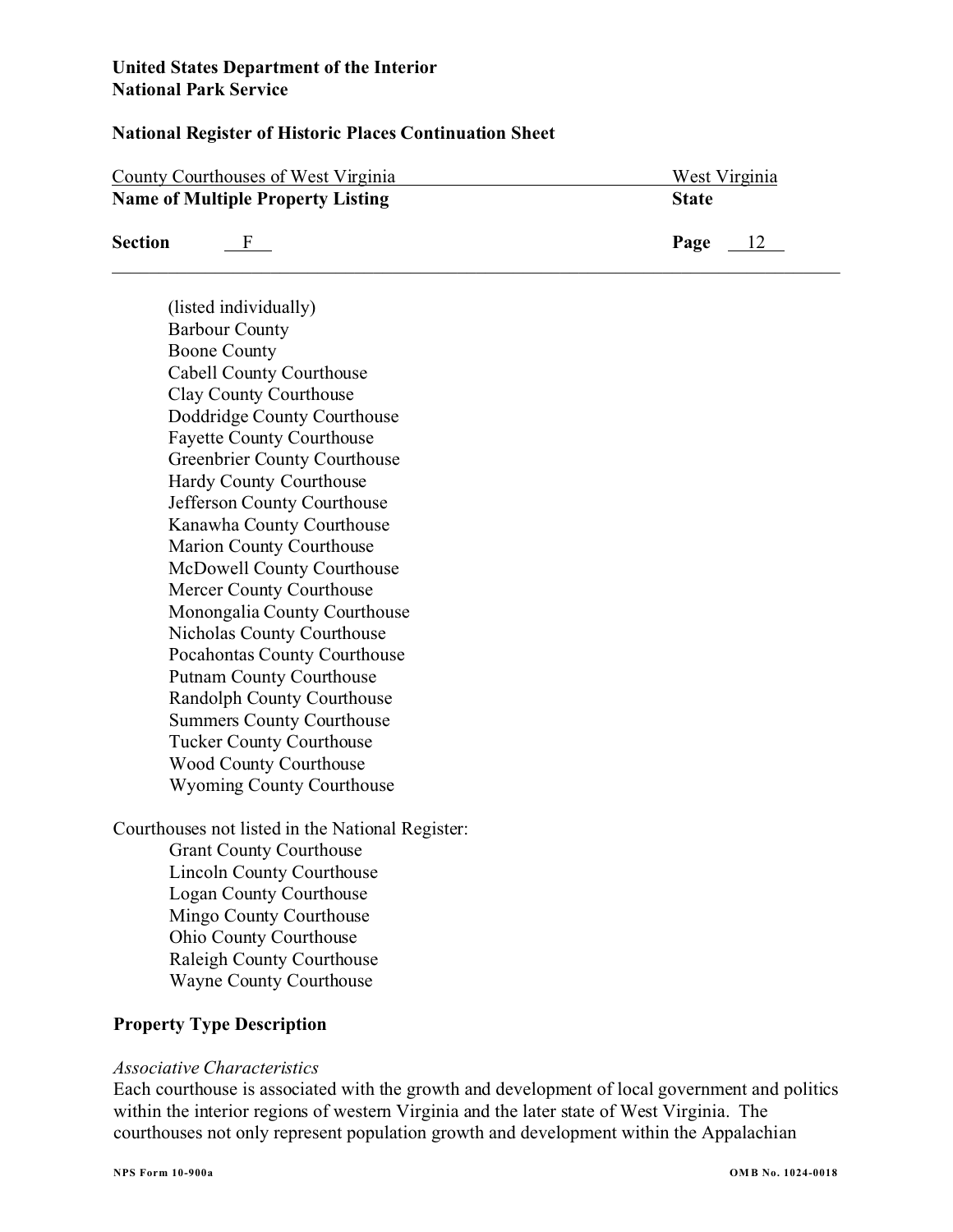(listed individually)
Barbour County
Boone County
Cabell County Courthouse
Clay County Courthouse
Doddridge County Courthouse
Fayette County Courthouse
Greenbrier County Courthouse
Hardy County Courthouse
Jefferson County Courthouse
Kanawha County Courthouse
Marion County Courthouse
McDowell County Courthouse
Mercer County Courthouse
Monongalia County Courthouse
Nicholas County Courthouse
Pocahontas County Courthouse
Putnam County Courthouse
Randolph County Courthouse
Summers County Courthouse
Tucker County Courthouse
Wood County Courthouse
Wyoming County Courthouse

Courthouses not listed in the National Register:

Grant County Courthouse
Lincoln County Courthouse
Logan County Courthouse
Mingo County Courthouse
Ohio County Courthouse
Raleigh County Courthouse
Wayne County Courthouse

## Property Type Description

*Associative Characteristics*

Each courthouse is associated with the growth and development of local government and politics within the interior regions of western Virginia and the later state of West Virginia. The courthouses not only represent population growth and development within the Appalachian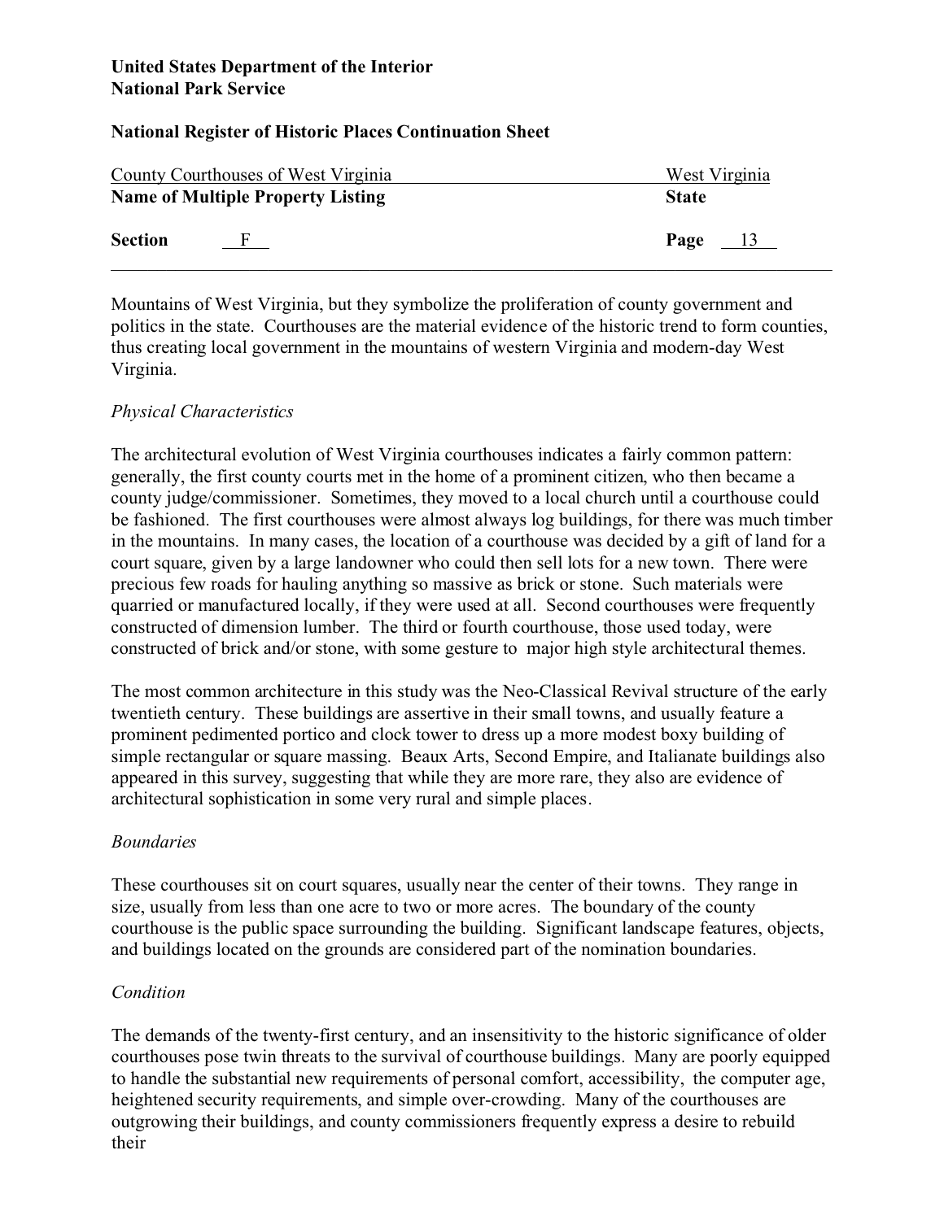Mountains of West Virginia, but they symbolize the proliferation of county government and politics in the state. Courthouses are the material evidence of the historic trend to form counties, thus creating local government in the mountains of western Virginia and modern-day West Virginia.

*Physical Characteristics*

The architectural evolution of West Virginia courthouses indicates a fairly common pattern: generally, the first county courts met in the home of a prominent citizen, who then became a county judge/commissioner. Sometimes, they moved to a local church until a courthouse could be fashioned. The first courthouses were almost always log buildings, for there was much timber in the mountains. In many cases, the location of a courthouse was decided by a gift of land for a court square, given by a large landowner who could then sell lots for a new town. There were precious few roads for hauling anything so massive as brick or stone. Such materials were quarried or manufactured locally, if they were used at all. Second courthouses were frequently constructed of dimension lumber. The third or fourth courthouse, those used today, were constructed of brick and/or stone, with some gesture to major high style architectural themes.

The most common architecture in this study was the Neo-Classical Revival structure of the early twentieth century. These buildings are assertive in their small towns, and usually feature a prominent pedimented portico and clock tower to dress up a more modest boxy building of simple rectangular or square massing. Beaux Arts, Second Empire, and Italianate buildings also appeared in this survey, suggesting that while they are more rare, they also are evidence of architectural sophistication in some very rural and simple places.

*Boundaries*

These courthouses sit on court squares, usually near the center of their towns. They range in size, usually from less than one acre to two or more acres. The boundary of the county courthouse is the public space surrounding the building. Significant landscape features, objects, and buildings located on the grounds are considered part of the nomination boundaries.

*Condition*

The demands of the twenty-first century, and an insensitivity to the historic significance of older courthouses pose twin threats to the survival of courthouse buildings. Many are poorly equipped to handle the substantial new requirements of personal comfort, accessibility, the computer age, heightened security requirements, and simple over-crowding. Many of the courthouses are outgrowing their buildings, and county commissioners frequently express a desire to rebuild their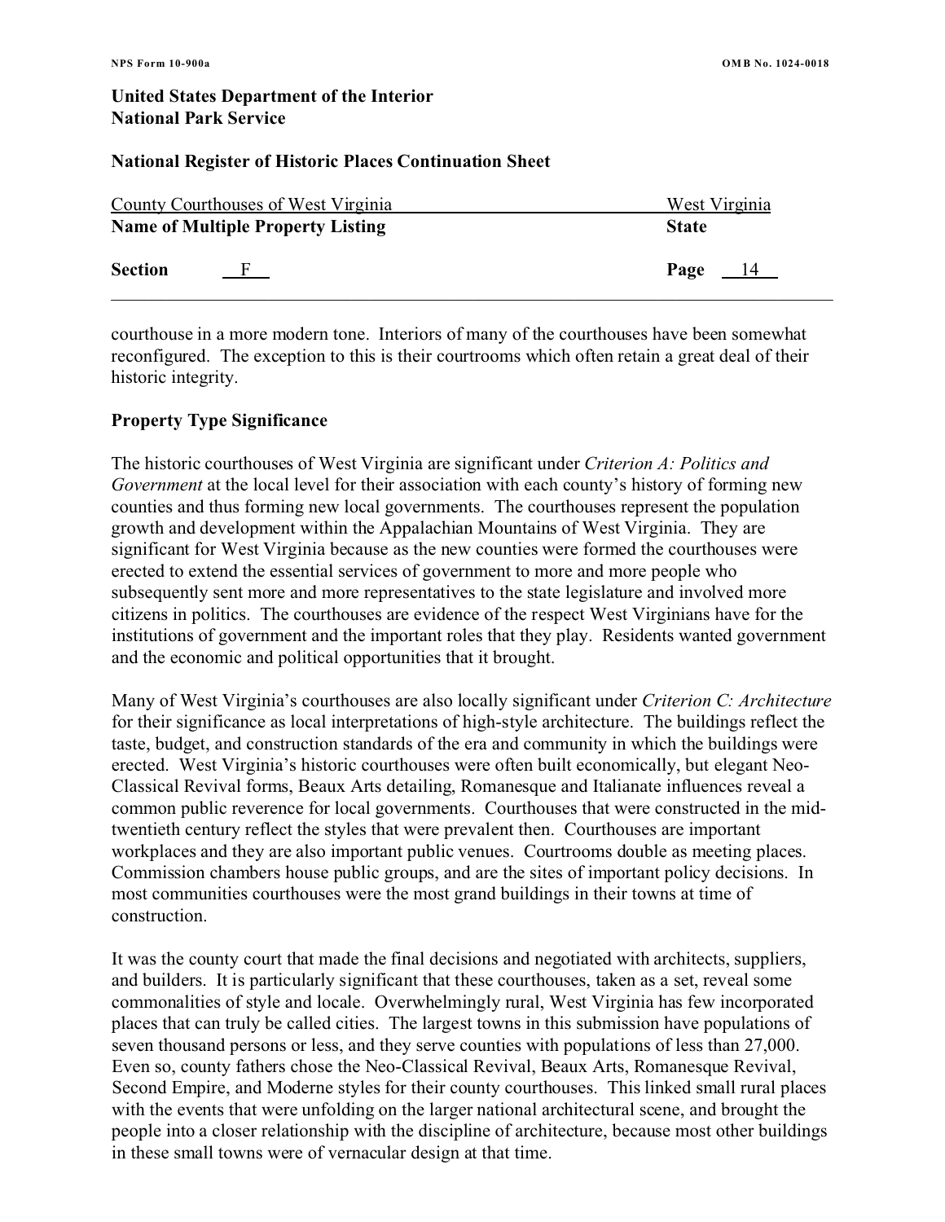courthouse in a more modern tone. Interiors of many of the courthouses have been somewhat reconfigured. The exception to this is their courtrooms which often retain a great deal of their historic integrity.

### Property Type Significance

The historic courthouses of West Virginia are significant under *Criterion A: Politics and Government* at the local level for their association with each county's history of forming new counties and thus forming new local governments. The courthouses represent the population growth and development within the Appalachian Mountains of West Virginia. They are significant for West Virginia because as the new counties were formed the courthouses were erected to extend the essential services of government to more and more people who subsequently sent more and more representatives to the state legislature and involved more citizens in politics. The courthouses are evidence of the respect West Virginians have for the institutions of government and the important roles that they play. Residents wanted government and the economic and political opportunities that it brought.

Many of West Virginia's courthouses are also locally significant under *Criterion C: Architecture* for their significance as local interpretations of high-style architecture. The buildings reflect the taste, budget, and construction standards of the era and community in which the buildings were erected. West Virginia's historic courthouses were often built economically, but elegant Neo-Classical Revival forms, Beaux Arts detailing, Romanesque and Italianate influences reveal a common public reverence for local governments. Courthouses that were constructed in the mid-twentieth century reflect the styles that were prevalent then. Courthouses are important workplaces and they are also important public venues. Courtrooms double as meeting places. Commission chambers house public groups, and are the sites of important policy decisions. In most communities courthouses were the most grand buildings in their towns at time of construction.

It was the county court that made the final decisions and negotiated with architects, suppliers, and builders. It is particularly significant that these courthouses, taken as a set, reveal some commonalities of style and locale. Overwhelmingly rural, West Virginia has few incorporated places that can truly be called cities. The largest towns in this submission have populations of seven thousand persons or less, and they serve counties with populations of less than 27,000. Even so, county fathers chose the Neo-Classical Revival, Beaux Arts, Romanesque Revival, Second Empire, and Moderne styles for their county courthouses. This linked small rural places with the events that were unfolding on the larger national architectural scene, and brought the people into a closer relationship with the discipline of architecture, because most other buildings in these small towns were of vernacular design at that time.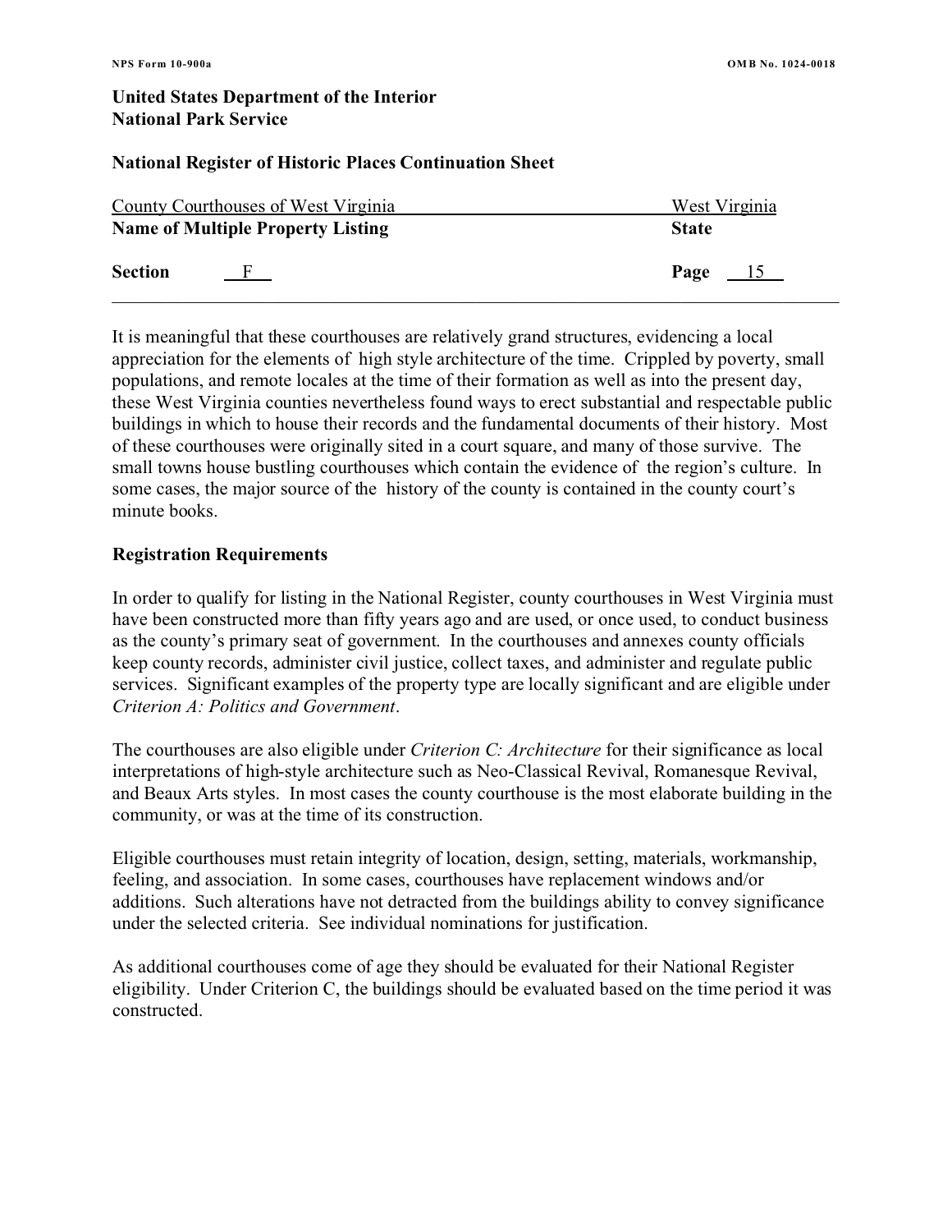It is meaningful that these courthouses are relatively grand structures, evidencing a local appreciation for the elements of high style architecture of the time. Crippled by poverty, small populations, and remote locales at the time of their formation as well as into the present day, these West Virginia counties nevertheless found ways to erect substantial and respectable public buildings in which to house their records and the fundamental documents of their history. Most of these courthouses were originally sited in a court square, and many of those survive. The small towns house bustling courthouses which contain the evidence of the region's culture. In some cases, the major source of the history of the county is contained in the county court's minute books.

**Registration Requirements**

In order to qualify for listing in the National Register, county courthouses in West Virginia must have been constructed more than fifty years ago and are used, or once used, to conduct business as the county's primary seat of government. In the courthouses and annexes county officials keep county records, administer civil justice, collect taxes, and administer and regulate public services. Significant examples of the property type are locally significant and are eligible under *Criterion A: Politics and Government*.

The courthouses are also eligible under *Criterion C: Architecture* for their significance as local interpretations of high-style architecture such as Neo-Classical Revival, Romanesque Revival, and Beaux Arts styles. In most cases the county courthouse is the most elaborate building in the community, or was at the time of its construction.

Eligible courthouses must retain integrity of location, design, setting, materials, workmanship, feeling, and association. In some cases, courthouses have replacement windows and/or additions. Such alterations have not detracted from the buildings ability to convey significance under the selected criteria. See individual nominations for justification.

As additional courthouses come of age they should be evaluated for their National Register eligibility. Under Criterion C, the buildings should be evaluated based on the time period it was constructed.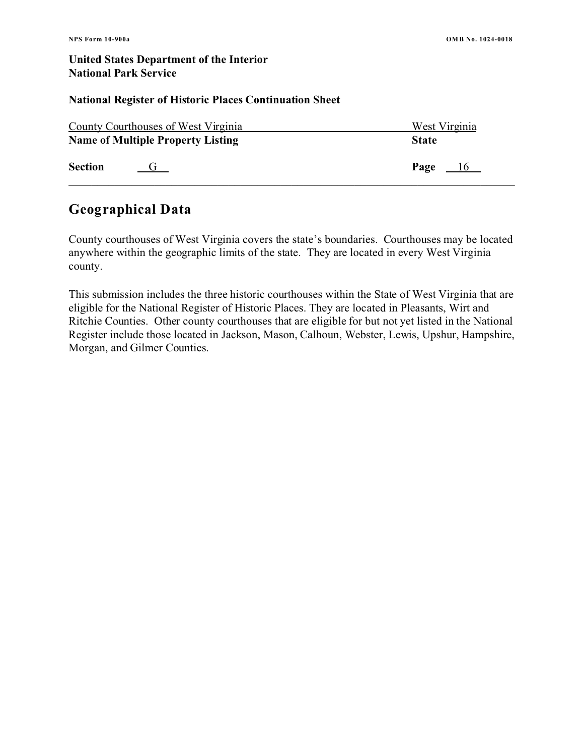**United States Department of the Interior**
**National Park Service**

**National Register of Historic Places Continuation Sheet**

County Courthouses of West Virginia — West Virginia
**Name of Multiple Property Listing** — **State**

**Section** G — **Page** 16

## Geographical Data

County courthouses of West Virginia covers the state's boundaries. Courthouses may be located anywhere within the geographic limits of the state. They are located in every West Virginia county.

This submission includes the three historic courthouses within the State of West Virginia that are eligible for the National Register of Historic Places. They are located in Pleasants, Wirt and Ritchie Counties. Other county courthouses that are eligible for but not yet listed in the National Register include those located in Jackson, Mason, Calhoun, Webster, Lewis, Upshur, Hampshire, Morgan, and Gilmer Counties.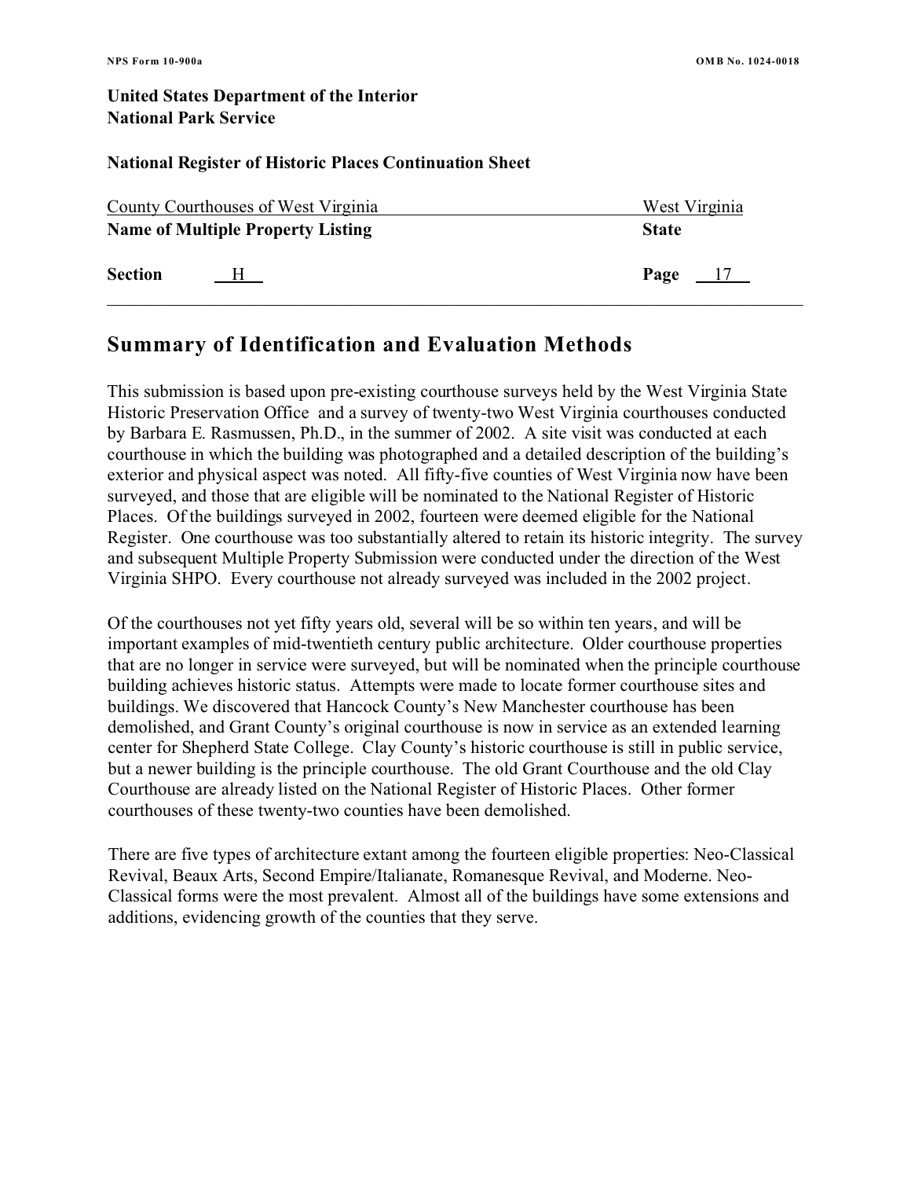**United States Department of the Interior**
**National Park Service**

**National Register of Historic Places Continuation Sheet**

County Courthouses of West Virginia — West Virginia
**Name of Multiple Property Listing** — **State**

**Section** H — **Page** 17

## Summary of Identification and Evaluation Methods

This submission is based upon pre-existing courthouse surveys held by the West Virginia State Historic Preservation Office and a survey of twenty-two West Virginia courthouses conducted by Barbara E. Rasmussen, Ph.D., in the summer of 2002. A site visit was conducted at each courthouse in which the building was photographed and a detailed description of the building's exterior and physical aspect was noted. All fifty-five counties of West Virginia now have been surveyed, and those that are eligible will be nominated to the National Register of Historic Places. Of the buildings surveyed in 2002, fourteen were deemed eligible for the National Register. One courthouse was too substantially altered to retain its historic integrity. The survey and subsequent Multiple Property Submission were conducted under the direction of the West Virginia SHPO. Every courthouse not already surveyed was included in the 2002 project.

Of the courthouses not yet fifty years old, several will be so within ten years, and will be important examples of mid-twentieth century public architecture. Older courthouse properties that are no longer in service were surveyed, but will be nominated when the principle courthouse building achieves historic status. Attempts were made to locate former courthouse sites and buildings. We discovered that Hancock County's New Manchester courthouse has been demolished, and Grant County's original courthouse is now in service as an extended learning center for Shepherd State College. Clay County's historic courthouse is still in public service, but a newer building is the principle courthouse. The old Grant Courthouse and the old Clay Courthouse are already listed on the National Register of Historic Places. Other former courthouses of these twenty-two counties have been demolished.

There are five types of architecture extant among the fourteen eligible properties: Neo-Classical Revival, Beaux Arts, Second Empire/Italianate, Romanesque Revival, and Moderne. Neo-Classical forms were the most prevalent. Almost all of the buildings have some extensions and additions, evidencing growth of the counties that they serve.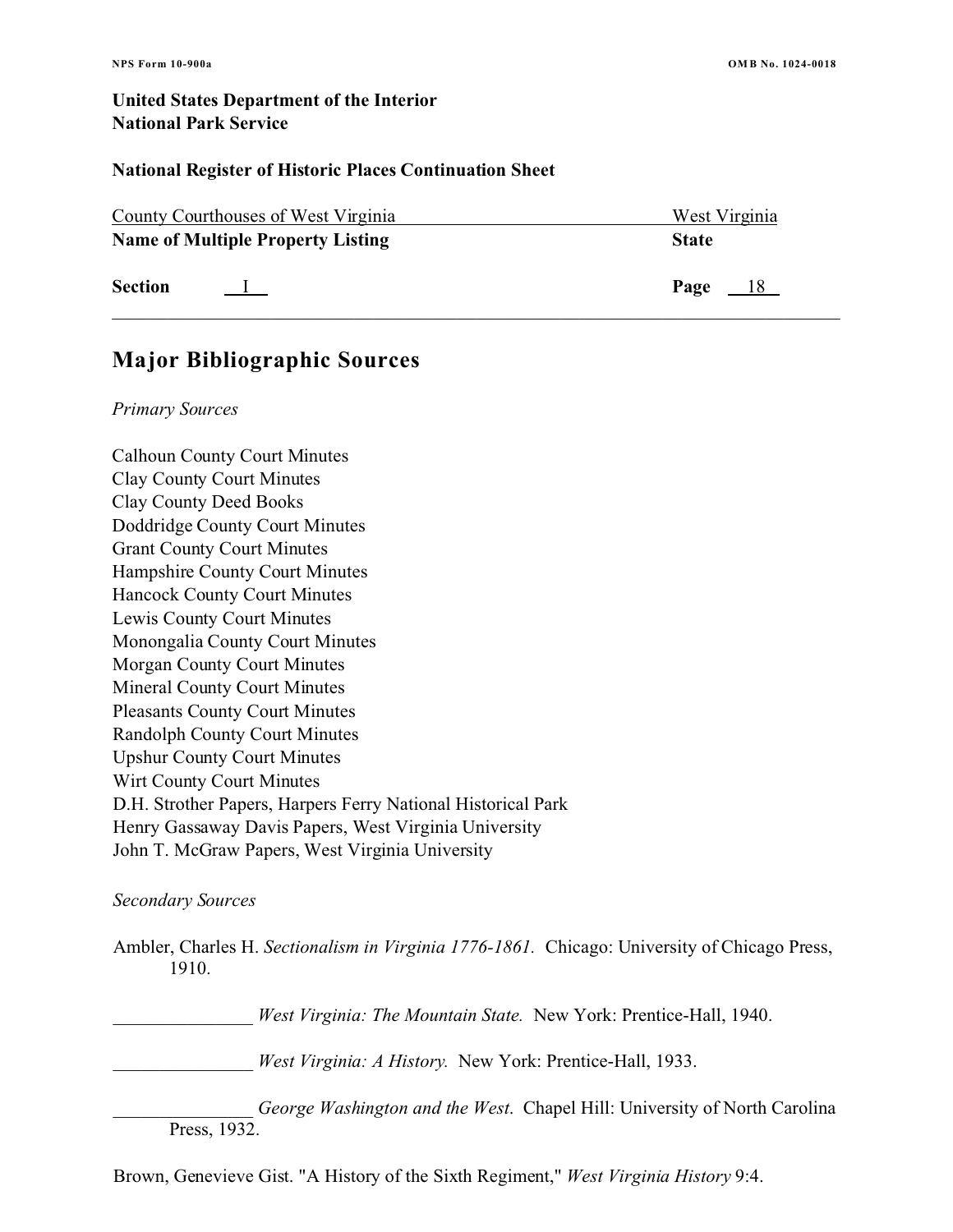## Major Bibliographic Sources

*Primary Sources*

Calhoun County Court Minutes
Clay County Court Minutes
Clay County Deed Books
Doddridge County Court Minutes
Grant County Court Minutes
Hampshire County Court Minutes
Hancock County Court Minutes
Lewis County Court Minutes
Monongalia County Court Minutes
Morgan County Court Minutes
Mineral County Court Minutes
Pleasants County Court Minutes
Randolph County Court Minutes
Upshur County Court Minutes
Wirt County Court Minutes
D.H. Strother Papers, Harpers Ferry National Historical Park
Henry Gassaway Davis Papers, West Virginia University
John T. McGraw Papers, West Virginia University

*Secondary Sources*

Ambler, Charles H. *Sectionalism in Virginia 1776-1861.* Chicago: University of Chicago Press, 1910.

_______________ *West Virginia: The Mountain State.* New York: Prentice-Hall, 1940.

_______________ *West Virginia: A History.* New York: Prentice-Hall, 1933.

_______________ *George Washington and the West.* Chapel Hill: University of North Carolina Press, 1932.

Brown, Genevieve Gist. "A History of the Sixth Regiment," *West Virginia History* 9:4.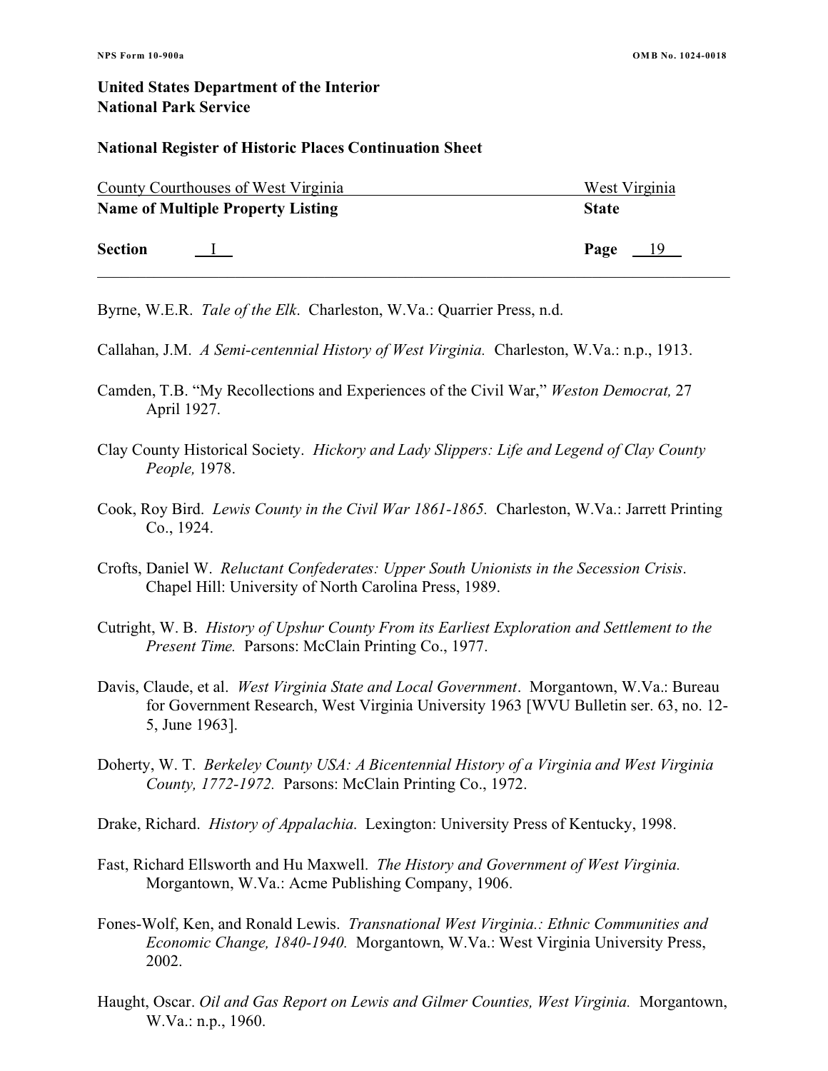Byrne, W.E.R. *Tale of the Elk*. Charleston, W.Va.: Quarrier Press, n.d.

Callahan, J.M. *A Semi-centennial History of West Virginia.* Charleston, W.Va.: n.p., 1913.

Camden, T.B. "My Recollections and Experiences of the Civil War," *Weston Democrat,* 27 April 1927.

Clay County Historical Society. *Hickory and Lady Slippers: Life and Legend of Clay County People,* 1978.

Cook, Roy Bird. *Lewis County in the Civil War 1861-1865.* Charleston, W.Va.: Jarrett Printing Co., 1924.

Crofts, Daniel W. *Reluctant Confederates: Upper South Unionists in the Secession Crisis*. Chapel Hill: University of North Carolina Press, 1989.

Cutright, W. B. *History of Upshur County From its Earliest Exploration and Settlement to the Present Time.* Parsons: McClain Printing Co., 1977.

Davis, Claude, et al. *West Virginia State and Local Government*. Morgantown, W.Va.: Bureau for Government Research, West Virginia University 1963 [WVU Bulletin ser. 63, no. 12-5, June 1963].

Doherty, W. T. *Berkeley County USA: A Bicentennial History of a Virginia and West Virginia County, 1772-1972.* Parsons: McClain Printing Co., 1972.

Drake, Richard. *History of Appalachia.* Lexington: University Press of Kentucky, 1998.

Fast, Richard Ellsworth and Hu Maxwell. *The History and Government of West Virginia.* Morgantown, W.Va.: Acme Publishing Company, 1906.

Fones-Wolf, Ken, and Ronald Lewis. *Transnational West Virginia.: Ethnic Communities and Economic Change, 1840-1940.* Morgantown, W.Va.: West Virginia University Press, 2002.

Haught, Oscar. *Oil and Gas Report on Lewis and Gilmer Counties, West Virginia.* Morgantown, W.Va.: n.p., 1960.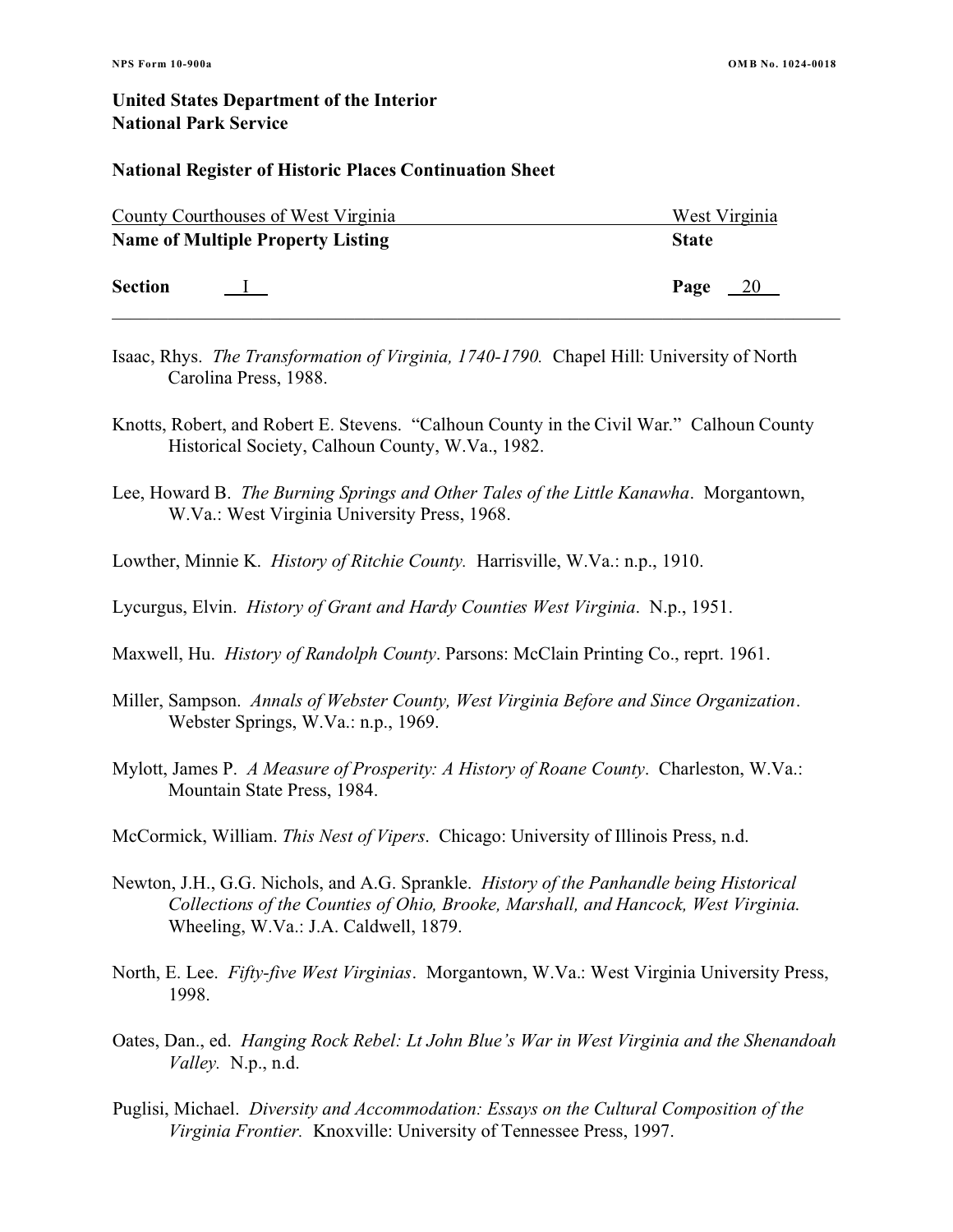Isaac, Rhys. *The Transformation of Virginia, 1740-1790.* Chapel Hill: University of North Carolina Press, 1988.

Knotts, Robert, and Robert E. Stevens. "Calhoun County in the Civil War." Calhoun County Historical Society, Calhoun County, W.Va., 1982.

Lee, Howard B. *The Burning Springs and Other Tales of the Little Kanawha*. Morgantown, W.Va.: West Virginia University Press, 1968.

Lowther, Minnie K. *History of Ritchie County.* Harrisville, W.Va.: n.p., 1910.

Lycurgus, Elvin. *History of Grant and Hardy Counties West Virginia*. N.p., 1951.

Maxwell, Hu. *History of Randolph County*. Parsons: McClain Printing Co., reprt. 1961.

Miller, Sampson. *Annals of Webster County, West Virginia Before and Since Organization*. Webster Springs, W.Va.: n.p., 1969.

Mylott, James P. *A Measure of Prosperity: A History of Roane County*. Charleston, W.Va.: Mountain State Press, 1984.

McCormick, William. *This Nest of Vipers*. Chicago: University of Illinois Press, n.d.

Newton, J.H., G.G. Nichols, and A.G. Sprankle. *History of the Panhandle being Historical Collections of the Counties of Ohio, Brooke, Marshall, and Hancock, West Virginia.* Wheeling, W.Va.: J.A. Caldwell, 1879.

North, E. Lee. *Fifty-five West Virginias*. Morgantown, W.Va.: West Virginia University Press, 1998.

Oates, Dan., ed. *Hanging Rock Rebel: Lt John Blue's War in West Virginia and the Shenandoah Valley.* N.p., n.d.

Puglisi, Michael. *Diversity and Accommodation: Essays on the Cultural Composition of the Virginia Frontier.* Knoxville: University of Tennessee Press, 1997.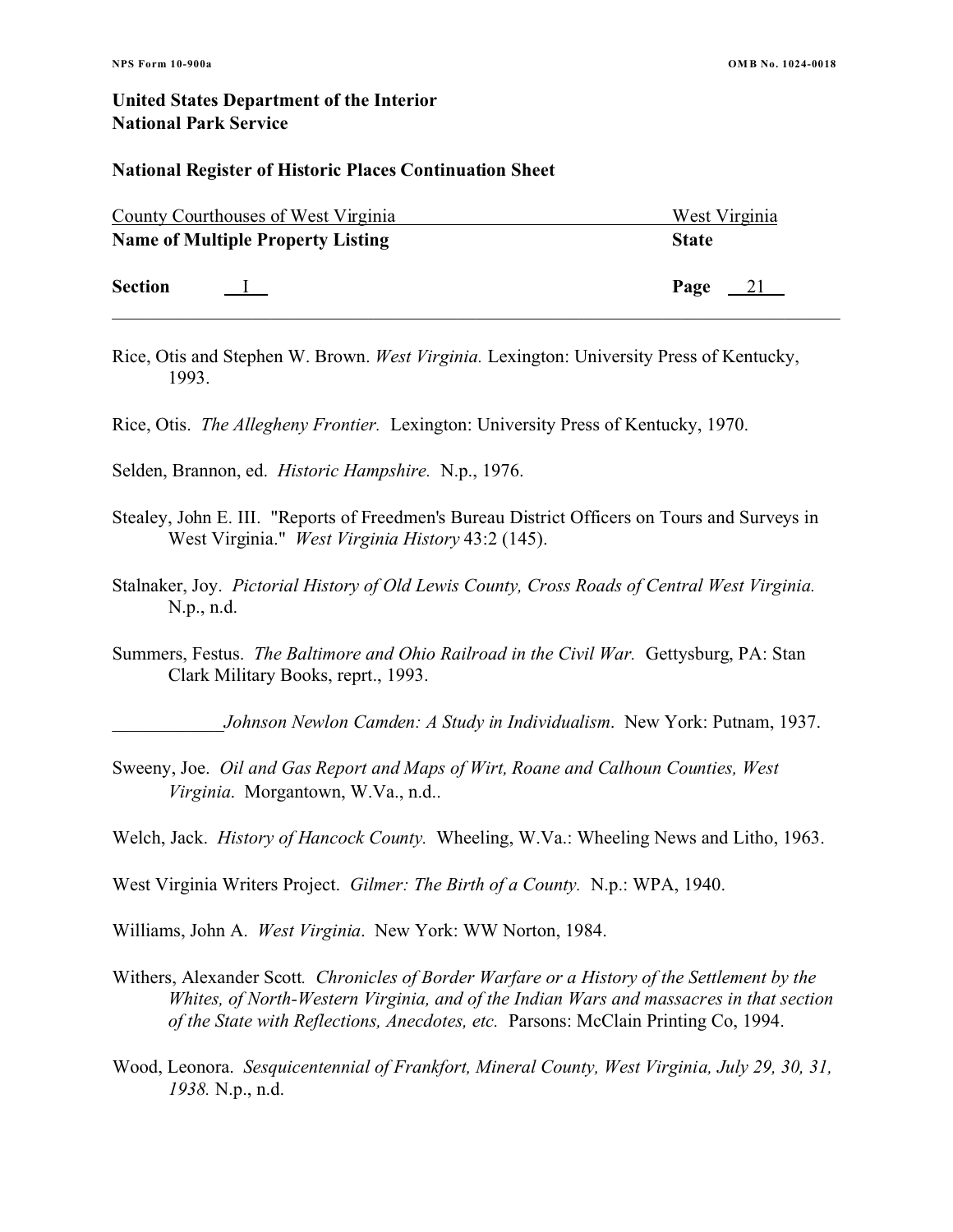Rice, Otis and Stephen W. Brown. *West Virginia.* Lexington: University Press of Kentucky, 1993.

Rice, Otis. *The Allegheny Frontier.* Lexington: University Press of Kentucky, 1970.

Selden, Brannon, ed. *Historic Hampshire.* N.p., 1976.

Stealey, John E. III. "Reports of Freedmen's Bureau District Officers on Tours and Surveys in West Virginia." *West Virginia History* 43:2 (145).

Stalnaker, Joy. *Pictorial History of Old Lewis County, Cross Roads of Central West Virginia.* N.p., n.d.

Summers, Festus. *The Baltimore and Ohio Railroad in the Civil War.* Gettysburg, PA: Stan Clark Military Books, reprt., 1993.

____________ *Johnson Newlon Camden: A Study in Individualism*. New York: Putnam, 1937.

Sweeny, Joe. *Oil and Gas Report and Maps of Wirt, Roane and Calhoun Counties, West Virginia*. Morgantown, W.Va., n.d..

Welch, Jack. *History of Hancock County.* Wheeling, W.Va.: Wheeling News and Litho, 1963.

West Virginia Writers Project. *Gilmer: The Birth of a County.* N.p.: WPA, 1940.

Williams, John A. *West Virginia*. New York: WW Norton, 1984.

Withers, Alexander Scott*.* *Chronicles of Border Warfare or a History of the Settlement by the Whites, of North-Western Virginia, and of the Indian Wars and massacres in that section of the State with Reflections, Anecdotes, etc.* Parsons: McClain Printing Co, 1994.

Wood, Leonora. *Sesquicentennial of Frankfort, Mineral County, West Virginia, July 29, 30, 31, 1938.* N.p., n.d.